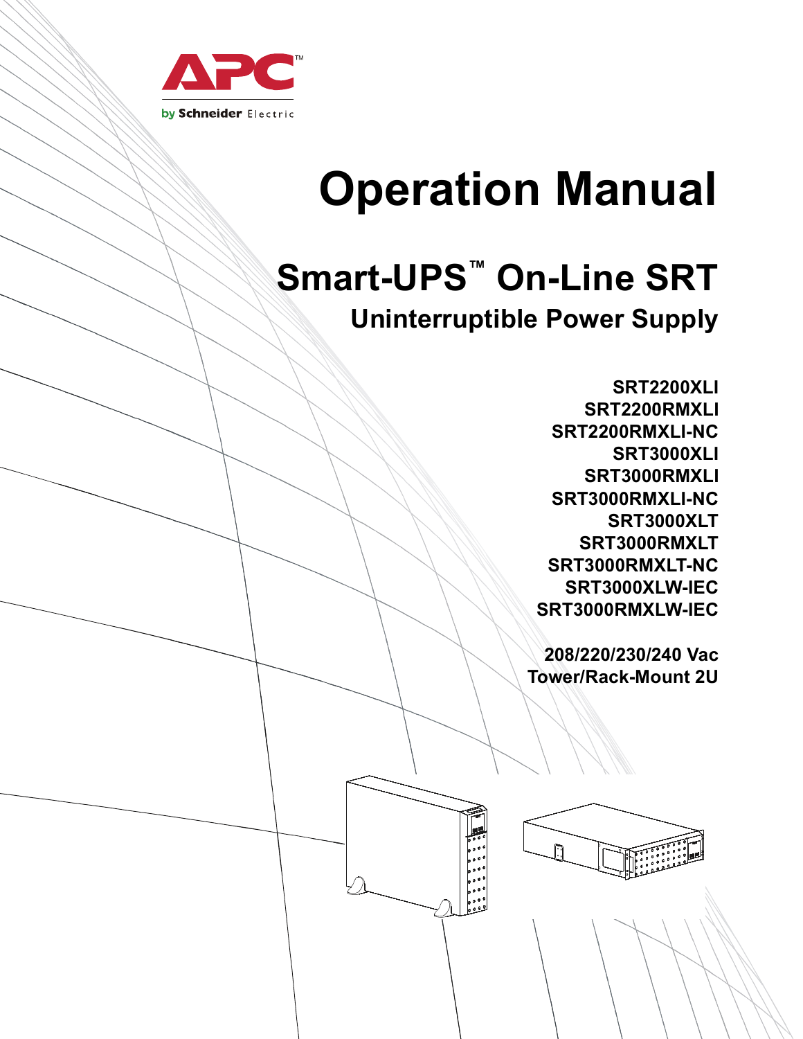APC™

by Schneider Electric

# Operation Manual

## Smart-UPS™ On-Line SRT

### Uninterruptible Power Supply

**SRT2200XLI**
**SRT2200RMXLI**
**SRT2200RMXLI-NC**
**SRT3000XLI**
**SRT3000RMXLI**
**SRT3000RMXLI-NC**
**SRT3000XLT**
**SRT3000RMXLT**
**SRT3000RMXLT-NC**
**SRT3000XLW-IEC**
**SRT3000RMXLW-IEC**

**208/220/230/240 Vac**
**Tower/Rack-Mount 2U**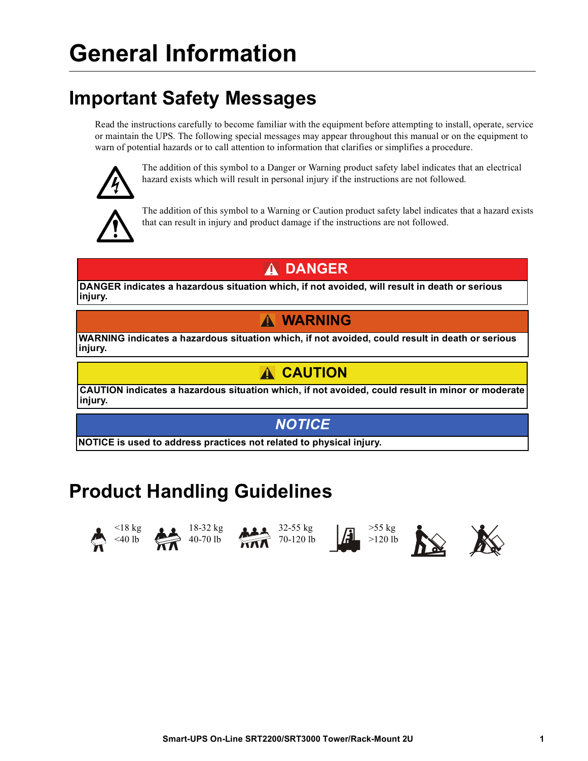# General Information

## Important Safety Messages

Read the instructions carefully to become familiar with the equipment before attempting to install, operate, service or maintain the UPS. The following special messages may appear throughout this manual or on the equipment to warn of potential hazards or to call attention to information that clarifies or simplifies a procedure.

The addition of this symbol to a Danger or Warning product safety label indicates that an electrical hazard exists which will result in personal injury if the instructions are not followed.

The addition of this symbol to a Warning or Caution product safety label indicates that a hazard exists that can result in injury and product damage if the instructions are not followed.

| DANGER |
|---|
| **DANGER indicates a hazardous situation which, if not avoided, will result in death or serious injury.** |

| WARNING |
|---|
| **WARNING indicates a hazardous situation which, if not avoided, could result in death or serious injury.** |

| CAUTION |
|---|
| **CAUTION indicates a hazardous situation which, if not avoided, could result in minor or moderate injury.** |

| *NOTICE* |
|---|
| **NOTICE is used to address practices not related to physical injury.** |

## Product Handling Guidelines

<18 kg <40 lb    18-32 kg 40-70 lb    32-55 kg 70-120 lb    >55 kg >120 lb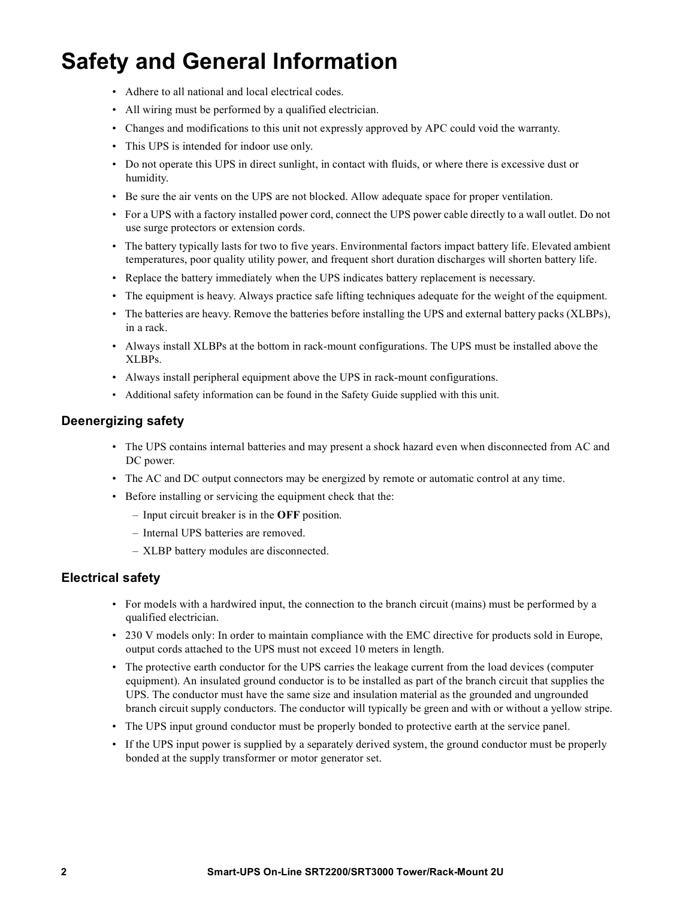# Safety and General Information

- Adhere to all national and local electrical codes.
- All wiring must be performed by a qualified electrician.
- Changes and modifications to this unit not expressly approved by APC could void the warranty.
- This UPS is intended for indoor use only.
- Do not operate this UPS in direct sunlight, in contact with fluids, or where there is excessive dust or humidity.
- Be sure the air vents on the UPS are not blocked. Allow adequate space for proper ventilation.
- For a UPS with a factory installed power cord, connect the UPS power cable directly to a wall outlet. Do not use surge protectors or extension cords.
- The battery typically lasts for two to five years. Environmental factors impact battery life. Elevated ambient temperatures, poor quality utility power, and frequent short duration discharges will shorten battery life.
- Replace the battery immediately when the UPS indicates battery replacement is necessary.
- The equipment is heavy. Always practice safe lifting techniques adequate for the weight of the equipment.
- The batteries are heavy. Remove the batteries before installing the UPS and external battery packs (XLBPs), in a rack.
- Always install XLBPs at the bottom in rack-mount configurations. The UPS must be installed above the XLBPs.
- Always install peripheral equipment above the UPS in rack-mount configurations.
- Additional safety information can be found in the Safety Guide supplied with this unit.

## Deenergizing safety

- The UPS contains internal batteries and may present a shock hazard even when disconnected from AC and DC power.
- The AC and DC output connectors may be energized by remote or automatic control at any time.
- Before installing or servicing the equipment check that the:
  - Input circuit breaker is in the **OFF** position.
  - Internal UPS batteries are removed.
  - XLBP battery modules are disconnected.

## Electrical safety

- For models with a hardwired input, the connection to the branch circuit (mains) must be performed by a qualified electrician.
- 230 V models only: In order to maintain compliance with the EMC directive for products sold in Europe, output cords attached to the UPS must not exceed 10 meters in length.
- The protective earth conductor for the UPS carries the leakage current from the load devices (computer equipment). An insulated ground conductor is to be installed as part of the branch circuit that supplies the UPS. The conductor must have the same size and insulation material as the grounded and ungrounded branch circuit supply conductors. The conductor will typically be green and with or without a yellow stripe.
- The UPS input ground conductor must be properly bonded to protective earth at the service panel.
- If the UPS input power is supplied by a separately derived system, the ground conductor must be properly bonded at the supply transformer or motor generator set.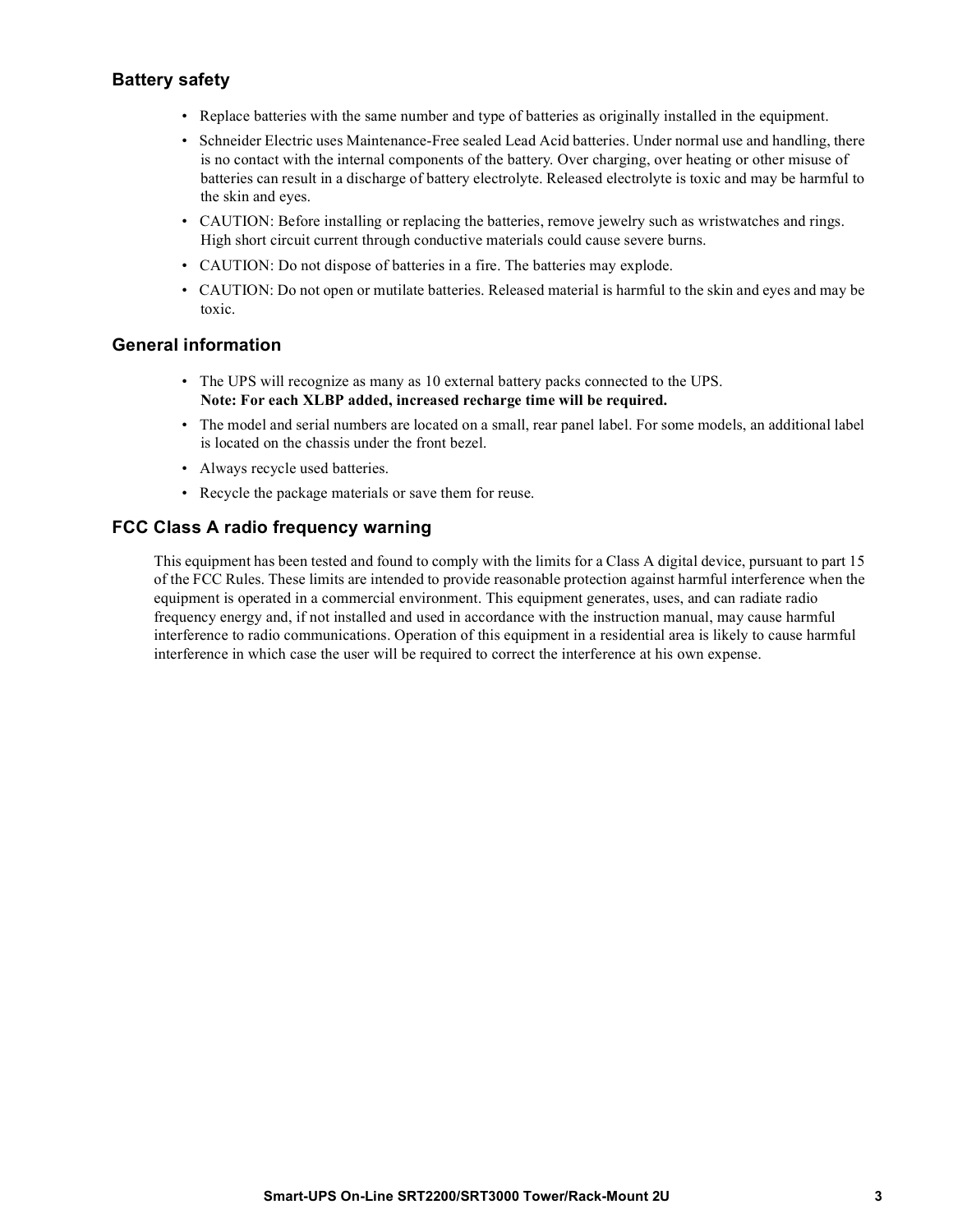## Battery safety

- Replace batteries with the same number and type of batteries as originally installed in the equipment.
- Schneider Electric uses Maintenance-Free sealed Lead Acid batteries. Under normal use and handling, there is no contact with the internal components of the battery. Over charging, over heating or other misuse of batteries can result in a discharge of battery electrolyte. Released electrolyte is toxic and may be harmful to the skin and eyes.
- CAUTION: Before installing or replacing the batteries, remove jewelry such as wristwatches and rings. High short circuit current through conductive materials could cause severe burns.
- CAUTION: Do not dispose of batteries in a fire. The batteries may explode.
- CAUTION: Do not open or mutilate batteries. Released material is harmful to the skin and eyes and may be toxic.

## General information

- The UPS will recognize as many as 10 external battery packs connected to the UPS.
  **Note: For each XLBP added, increased recharge time will be required.**
- The model and serial numbers are located on a small, rear panel label. For some models, an additional label is located on the chassis under the front bezel.
- Always recycle used batteries.
- Recycle the package materials or save them for reuse.

## FCC Class A radio frequency warning

This equipment has been tested and found to comply with the limits for a Class A digital device, pursuant to part 15 of the FCC Rules. These limits are intended to provide reasonable protection against harmful interference when the equipment is operated in a commercial environment. This equipment generates, uses, and can radiate radio frequency energy and, if not installed and used in accordance with the instruction manual, may cause harmful interference to radio communications. Operation of this equipment in a residential area is likely to cause harmful interference in which case the user will be required to correct the interference at his own expense.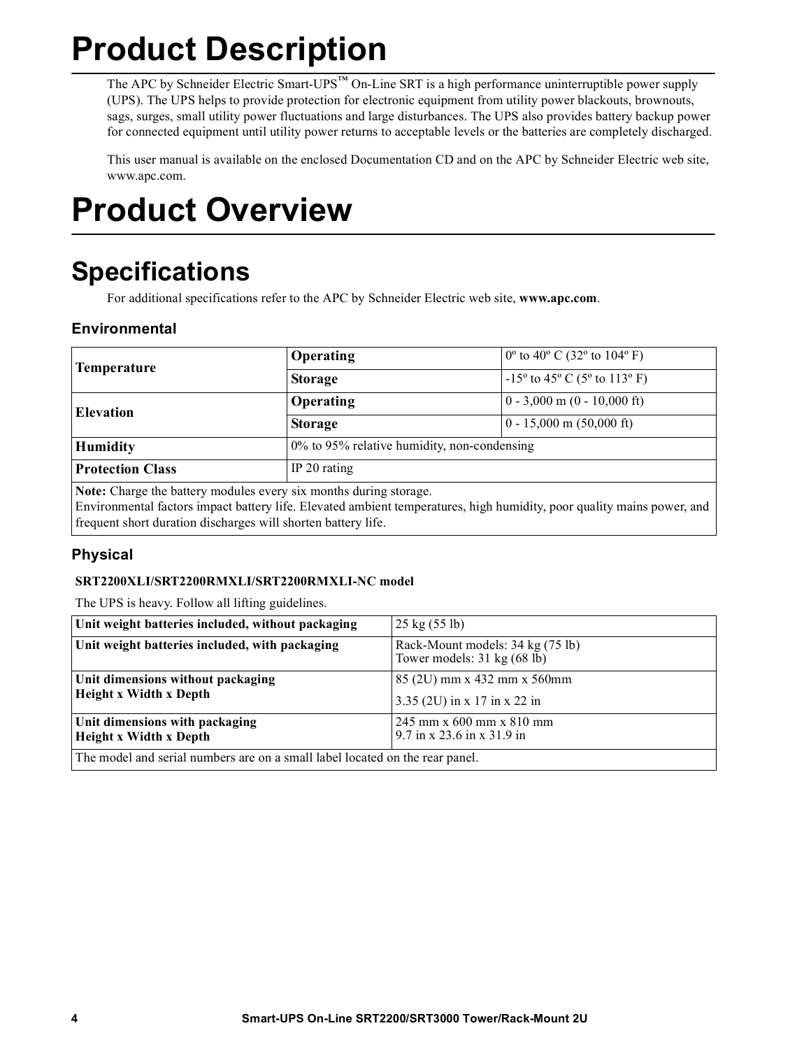# Product Description

The APC by Schneider Electric Smart-UPS™ On-Line SRT is a high performance uninterruptible power supply (UPS). The UPS helps to provide protection for electronic equipment from utility power blackouts, brownouts, sags, surges, small utility power fluctuations and large disturbances. The UPS also provides battery backup power for connected equipment until utility power returns to acceptable levels or the batteries are completely discharged.

This user manual is available on the enclosed Documentation CD and on the APC by Schneider Electric web site, www.apc.com.

# Product Overview

## Specifications

For additional specifications refer to the APC by Schneider Electric web site, **www.apc.com**.

### Environmental

| | | |
|---|---|---|
| **Temperature** | **Operating** | 0º to 40º C (32º to 104º F) |
| | **Storage** | -15º to 45º C (5º to 113º F) |
| **Elevation** | **Operating** | 0 - 3,000 m (0 - 10,000 ft) |
| | **Storage** | 0 - 15,000 m (50,000 ft) |
| **Humidity** | 0% to 95% relative humidity, non-condensing | |
| **Protection Class** | IP 20 rating | |
| **Note:** Charge the battery modules every six months during storage. Environmental factors impact battery life. Elevated ambient temperatures, high humidity, poor quality mains power, and frequent short duration discharges will shorten battery life. | | |

### Physical

**SRT2200XLI/SRT2200RMXLI/SRT2200RMXLI-NC model**

The UPS is heavy. Follow all lifting guidelines.

| | |
|---|---|
| **Unit weight batteries included, without packaging** | 25 kg (55 lb) |
| **Unit weight batteries included, with packaging** | Rack-Mount models: 34 kg (75 lb)<br>Tower models: 31 kg (68 lb) |
| **Unit dimensions without packaging<br>Height x Width x Depth** | 85 (2U) mm x 432 mm x 560mm<br>3.35 (2U) in x 17 in x 22 in |
| **Unit dimensions with packaging<br>Height x Width x Depth** | 245 mm x 600 mm x 810 mm<br>9.7 in x 23.6 in x 31.9 in |
| The model and serial numbers are on a small label located on the rear panel. | |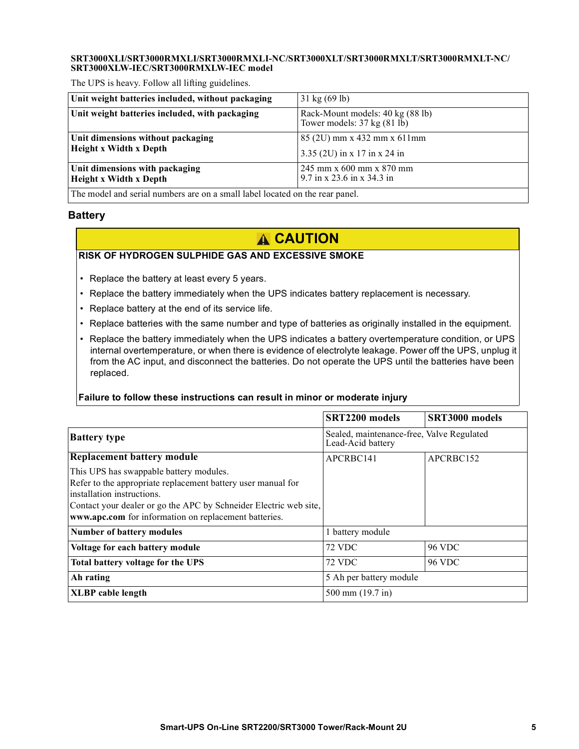**SRT3000XLI/SRT3000RMXLI/SRT3000RMXLI-NC/SRT3000XLT/SRT3000RMXLT/SRT3000RMXLT-NC/ SRT3000XLW-IEC/SRT3000RMXLW-IEC model**

The UPS is heavy. Follow all lifting guidelines.

| | |
|---|---|
| **Unit weight batteries included, without packaging** | 31 kg (69 lb) |
| **Unit weight batteries included, with packaging** | Rack-Mount models: 40 kg (88 lb)<br>Tower models: 37 kg (81 lb) |
| **Unit dimensions without packaging**<br>**Height x Width x Depth** | 85 (2U) mm x 432 mm x 611mm<br>3.35 (2U) in x 17 in x 24 in |
| **Unit dimensions with packaging**<br>**Height x Width x Depth** | 245 mm x 600 mm x 870 mm<br>9.7 in x 23.6 in x 34.3 in |
| The model and serial numbers are on a small label located on the rear panel. | |

## Battery

**CAUTION**

**RISK OF HYDROGEN SULPHIDE GAS AND EXCESSIVE SMOKE**

- Replace the battery at least every 5 years.
- Replace the battery immediately when the UPS indicates battery replacement is necessary.
- Replace battery at the end of its service life.
- Replace batteries with the same number and type of batteries as originally installed in the equipment.
- Replace the battery immediately when the UPS indicates a battery overtemperature condition, or UPS internal overtemperature, or when there is evidence of electrolyte leakage. Power off the UPS, unplug it from the AC input, and disconnect the batteries. Do not operate the UPS until the batteries have been replaced.

**Failure to follow these instructions can result in minor or moderate injury**

| | **SRT2200 models** | **SRT3000 models** |
|---|---|---|
| **Battery type** | Sealed, maintenance-free, Valve Regulated Lead-Acid battery | |
| **Replacement battery module**<br>This UPS has swappable battery modules.<br>Refer to the appropriate replacement battery user manual for installation instructions.<br>Contact your dealer or go the APC by Schneider Electric web site, **www.apc.com** for information on replacement batteries. | APCRBC141 | APCRBC152 |
| **Number of battery modules** | 1 battery module | |
| **Voltage for each battery module** | 72 VDC | 96 VDC |
| **Total battery voltage for the UPS** | 72 VDC | 96 VDC |
| **Ah rating** | 5 Ah per battery module | |
| **XLBP cable length** | 500 mm (19.7 in) | |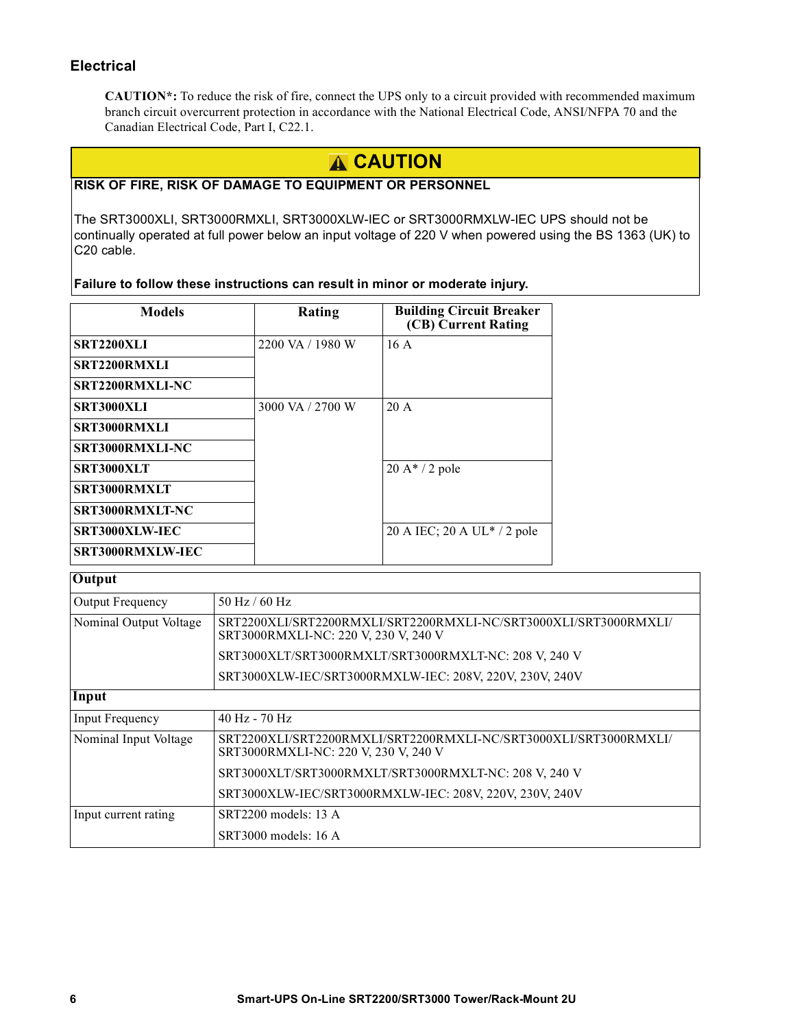### Electrical

**CAUTION*:** To reduce the risk of fire, connect the UPS only to a circuit provided with recommended maximum branch circuit overcurrent protection in accordance with the National Electrical Code, ANSI/NFPA 70 and the Canadian Electrical Code, Part I, C22.1.

**⚠ CAUTION**

**RISK OF FIRE, RISK OF DAMAGE TO EQUIPMENT OR PERSONNEL**

The SRT3000XLI, SRT3000RMXLI, SRT3000XLW-IEC or SRT3000RMXLW-IEC UPS should not be continually operated at full power below an input voltage of 220 V when powered using the BS 1363 (UK) to C20 cable.

**Failure to follow these instructions can result in minor or moderate injury.**

| Models | Rating | Building Circuit Breaker (CB) Current Rating |
|---|---|---|
| **SRT2200XLI** | 2200 VA / 1980 W | 16 A |
| **SRT2200RMXLI** | | |
| **SRT2200RMXLI-NC** | | |
| **SRT3000XLI** | 3000 VA / 2700 W | 20 A |
| **SRT3000RMXLI** | | |
| **SRT3000RMXLI-NC** | | |
| **SRT3000XLT** | | 20 A* / 2 pole |
| **SRT3000RMXLT** | | |
| **SRT3000RMXLT-NC** | | |
| **SRT3000XLW-IEC** | | 20 A IEC; 20 A UL* / 2 pole |
| **SRT3000RMXLW-IEC** | | |

| **Output** | |
|---|---|
| Output Frequency | 50 Hz / 60 Hz |
| Nominal Output Voltage | SRT2200XLI/SRT2200RMXLI/SRT2200RMXLI-NC/SRT3000XLI/SRT3000RMXLI/SRT3000RMXLI-NC: 220 V, 230 V, 240 V |
| | SRT3000XLT/SRT3000RMXLT/SRT3000RMXLT-NC: 208 V, 240 V |
| | SRT3000XLW-IEC/SRT3000RMXLW-IEC: 208V, 220V, 230V, 240V |
| **Input** | |
| Input Frequency | 40 Hz - 70 Hz |
| Nominal Input Voltage | SRT2200XLI/SRT2200RMXLI/SRT2200RMXLI-NC/SRT3000XLI/SRT3000RMXLI/SRT3000RMXLI-NC: 220 V, 230 V, 240 V |
| | SRT3000XLT/SRT3000RMXLT/SRT3000RMXLT-NC: 208 V, 240 V |
| | SRT3000XLW-IEC/SRT3000RMXLW-IEC: 208V, 220V, 230V, 240V |
| Input current rating | SRT2200 models: 13 A |
| | SRT3000 models: 16 A |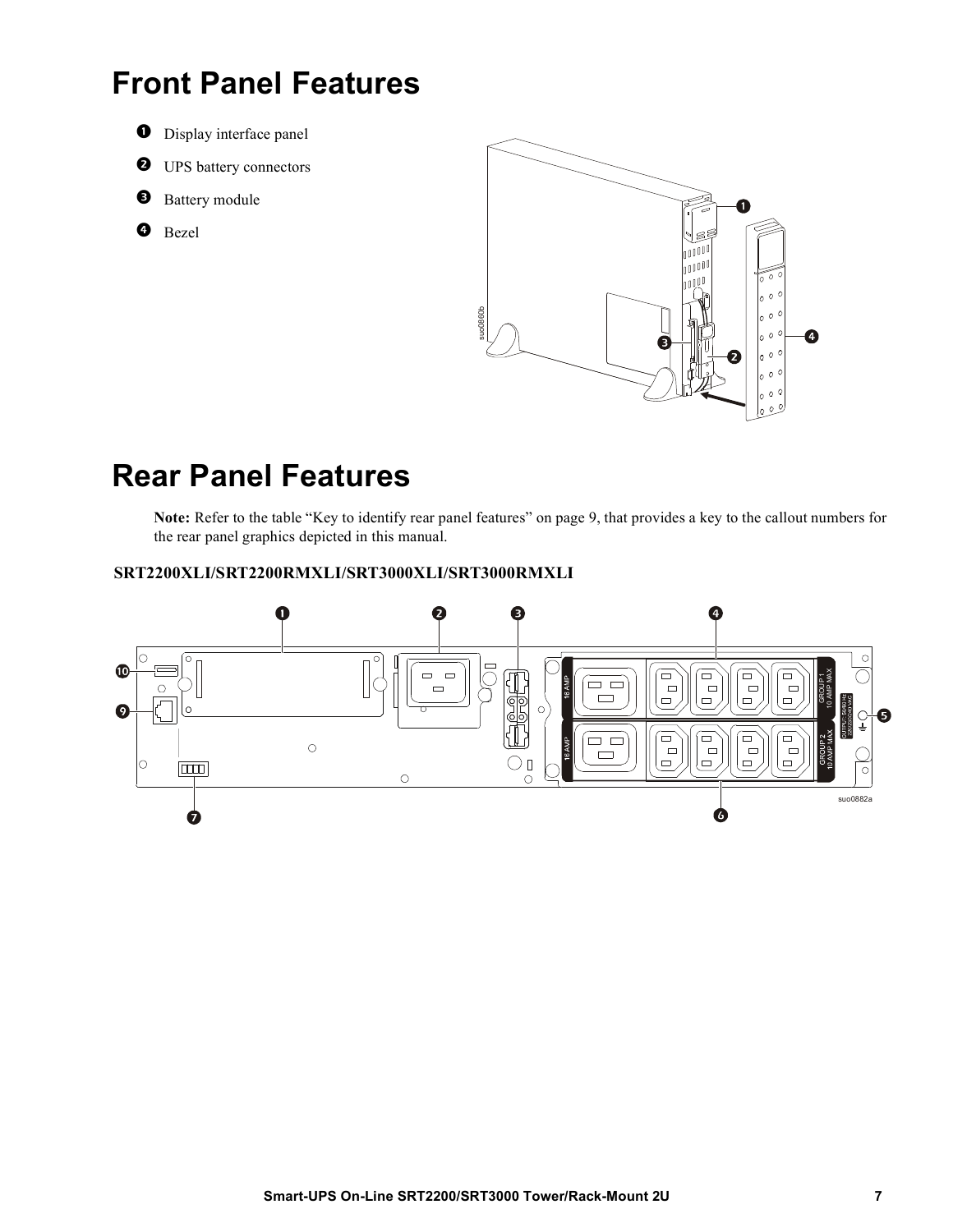# Front Panel Features

1. Display interface panel
2. UPS battery connectors
3. Battery module
4. Bezel

# Rear Panel Features

**Note:** Refer to the table “Key to identify rear panel features” on page 9, that provides a key to the callout numbers for the rear panel graphics depicted in this manual.

### SRT2200XLI/SRT2200RMXLI/SRT3000XLI/SRT3000RMXLI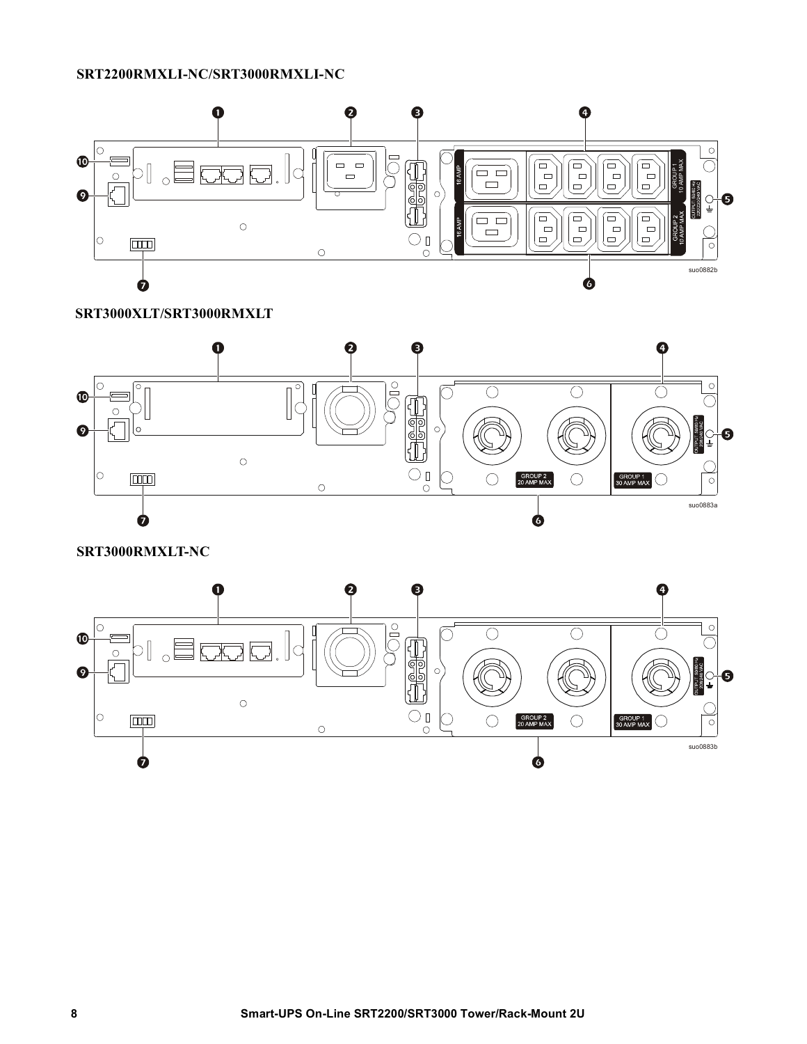**SRT2200RMXLI-NC/SRT3000RMXLI-NC**

**SRT3000XLT/SRT3000RMXLT**

**SRT3000RMXLT-NC**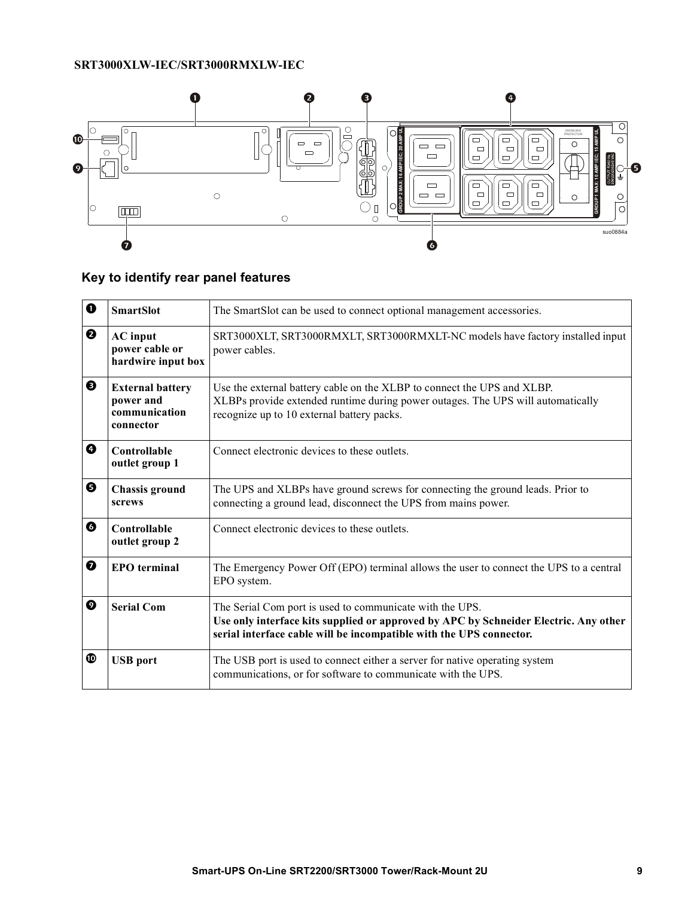**SRT3000XLW-IEC/SRT3000RMXLW-IEC**

## Key to identify rear panel features

| | | |
|---|---|---|
| ❶ | **SmartSlot** | The SmartSlot can be used to connect optional management accessories. |
| ❷ | **AC input power cable or hardwire input box** | SRT3000XLT, SRT3000RMXLT, SRT3000RMXLT-NC models have factory installed input power cables. |
| ❸ | **External battery power and communication connector** | Use the external battery cable on the XLBP to connect the UPS and XLBP. XLBPs provide extended runtime during power outages. The UPS will automatically recognize up to 10 external battery packs. |
| ❹ | **Controllable outlet group 1** | Connect electronic devices to these outlets. |
| ❺ | **Chassis ground screws** | The UPS and XLBPs have ground screws for connecting the ground leads. Prior to connecting a ground lead, disconnect the UPS from mains power. |
| ❻ | **Controllable outlet group 2** | Connect electronic devices to these outlets. |
| ❼ | **EPO terminal** | The Emergency Power Off (EPO) terminal allows the user to connect the UPS to a central EPO system. |
| ❾ | **Serial Com** | The Serial Com port is used to communicate with the UPS. **Use only interface kits supplied or approved by APC by Schneider Electric. Any other serial interface cable will be incompatible with the UPS connector.** |
| ❿ | **USB port** | The USB port is used to connect either a server for native operating system communications, or for software to communicate with the UPS. |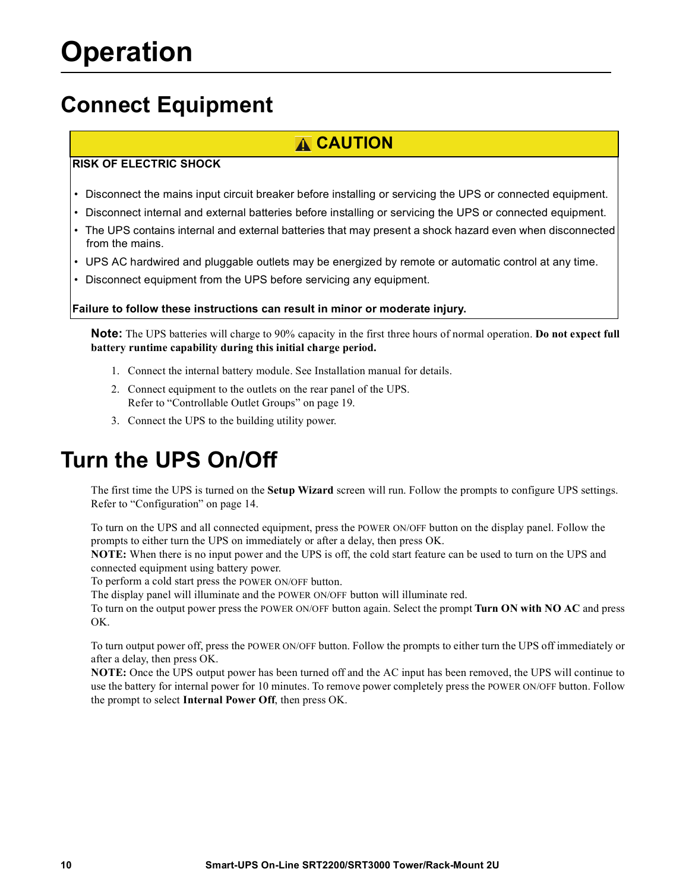# Operation

## Connect Equipment

**⚠ CAUTION**

**RISK OF ELECTRIC SHOCK**

- Disconnect the mains input circuit breaker before installing or servicing the UPS or connected equipment.
- Disconnect internal and external batteries before installing or servicing the UPS or connected equipment.
- The UPS contains internal and external batteries that may present a shock hazard even when disconnected from the mains.
- UPS AC hardwired and pluggable outlets may be energized by remote or automatic control at any time.
- Disconnect equipment from the UPS before servicing any equipment.

**Failure to follow these instructions can result in minor or moderate injury.**

**Note:** The UPS batteries will charge to 90% capacity in the first three hours of normal operation. **Do not expect full battery runtime capability during this initial charge period.**

1. Connect the internal battery module. See Installation manual for details.
2. Connect equipment to the outlets on the rear panel of the UPS.
   Refer to "Controllable Outlet Groups" on page 19.
3. Connect the UPS to the building utility power.

## Turn the UPS On/Off

The first time the UPS is turned on the **Setup Wizard** screen will run. Follow the prompts to configure UPS settings. Refer to "Configuration" on page 14.

To turn on the UPS and all connected equipment, press the POWER ON/OFF button on the display panel. Follow the prompts to either turn the UPS on immediately or after a delay, then press OK.
**NOTE:** When there is no input power and the UPS is off, the cold start feature can be used to turn on the UPS and connected equipment using battery power.
To perform a cold start press the POWER ON/OFF button.
The display panel will illuminate and the POWER ON/OFF button will illuminate red.
To turn on the output power press the POWER ON/OFF button again. Select the prompt **Turn ON with NO AC** and press OK.

To turn output power off, press the POWER ON/OFF button. Follow the prompts to either turn the UPS off immediately or after a delay, then press OK.
**NOTE:** Once the UPS output power has been turned off and the AC input has been removed, the UPS will continue to use the battery for internal power for 10 minutes. To remove power completely press the POWER ON/OFF button. Follow the prompt to select **Internal Power Off**, then press OK.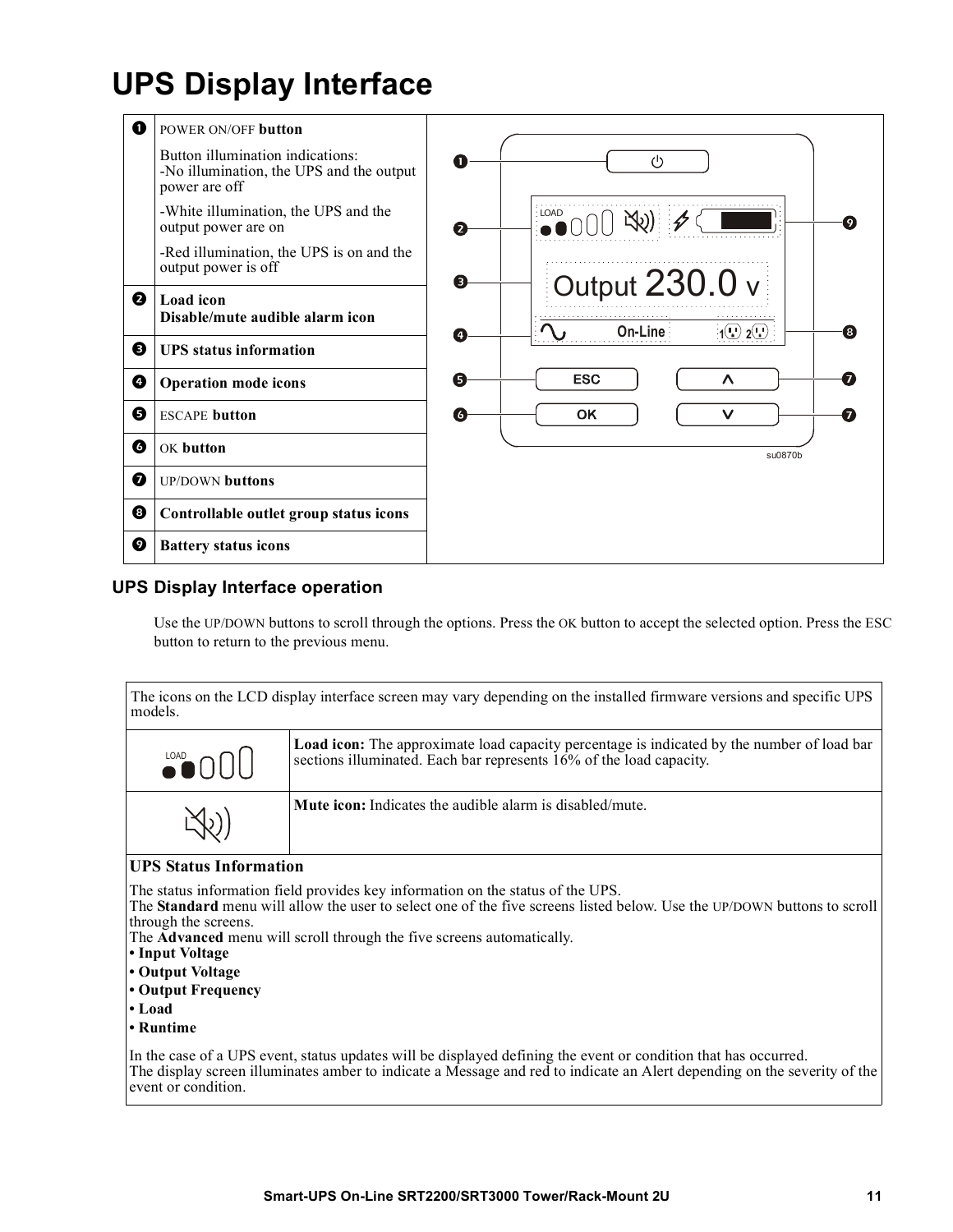# UPS Display Interface

| | |
|---|---|
| 1 | POWER ON/OFF **button**<br><br>Button illumination indications:<br>-No illumination, the UPS and the output power are off<br><br>-White illumination, the UPS and the output power are on<br><br>-Red illumination, the UPS is on and the output power is off |
| 2 | **Load icon**<br>**Disable/mute audible alarm icon** |
| 3 | **UPS status information** |
| 4 | **Operation mode icons** |
| 5 | ESCAPE **button** |
| 6 | OK **button** |
| 7 | UP/DOWN **buttons** |
| 8 | **Controllable outlet group status icons** |
| 9 | **Battery status icons** |

## UPS Display Interface operation

Use the UP/DOWN buttons to scroll through the options. Press the OK button to accept the selected option. Press the ESC button to return to the previous menu.

| The icons on the LCD display interface screen may vary depending on the installed firmware versions and specific UPS models. | |
|---|---|
| LOAD | **Load icon:** The approximate load capacity percentage is indicated by the number of load bar sections illuminated. Each bar represents 16% of the load capacity. |
| | **Mute icon:** Indicates the audible alarm is disabled/mute. |

**UPS Status Information**

The status information field provides key information on the status of the UPS.
The **Standard** menu will allow the user to select one of the five screens listed below. Use the UP/DOWN buttons to scroll through the screens.
The **Advanced** menu will scroll through the five screens automatically.

- **Input Voltage**
- **Output Voltage**
- **Output Frequency**
- **Load**
- **Runtime**

In the case of a UPS event, status updates will be displayed defining the event or condition that has occurred.
The display screen illuminates amber to indicate a Message and red to indicate an Alert depending on the severity of the event or condition.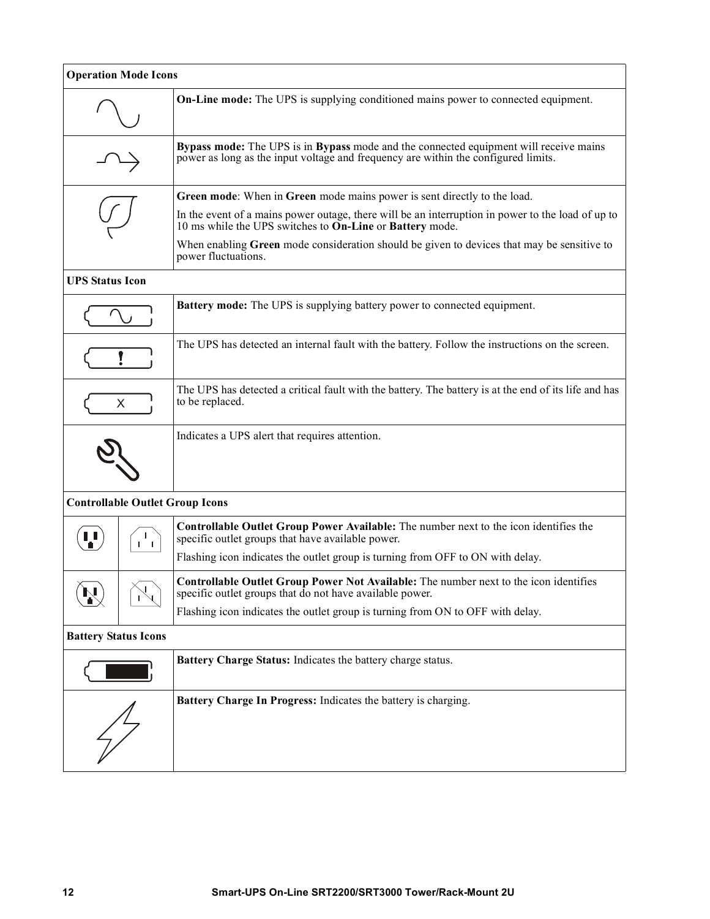| Operation Mode Icons | |
|---|---|
| | **On-Line mode:** The UPS is supplying conditioned mains power to connected equipment. |
| | **Bypass mode:** The UPS is in **Bypass** mode and the connected equipment will receive mains power as long as the input voltage and frequency are within the configured limits. |
| | **Green mode**: When in **Green** mode mains power is sent directly to the load.<br><br>In the event of a mains power outage, there will be an interruption in power to the load of up to 10 ms while the UPS switches to **On-Line** or **Battery** mode.<br><br>When enabling **Green** mode consideration should be given to devices that may be sensitive to power fluctuations. |
| **UPS Status Icon** | |
| | **Battery mode:** The UPS is supplying battery power to connected equipment. |
| | The UPS has detected an internal fault with the battery. Follow the instructions on the screen. |
| | The UPS has detected a critical fault with the battery. The battery is at the end of its life and has to be replaced. |
| | Indicates a UPS alert that requires attention. |
| **Controllable Outlet Group Icons** | |
| | **Controllable Outlet Group Power Available:** The number next to the icon identifies the specific outlet groups that have available power.<br><br>Flashing icon indicates the outlet group is turning from OFF to ON with delay. |
| | **Controllable Outlet Group Power Not Available:** The number next to the icon identifies specific outlet groups that do not have available power.<br><br>Flashing icon indicates the outlet group is turning from ON to OFF with delay. |
| **Battery Status Icons** | |
| | **Battery Charge Status:** Indicates the battery charge status. |
| | **Battery Charge In Progress:** Indicates the battery is charging. |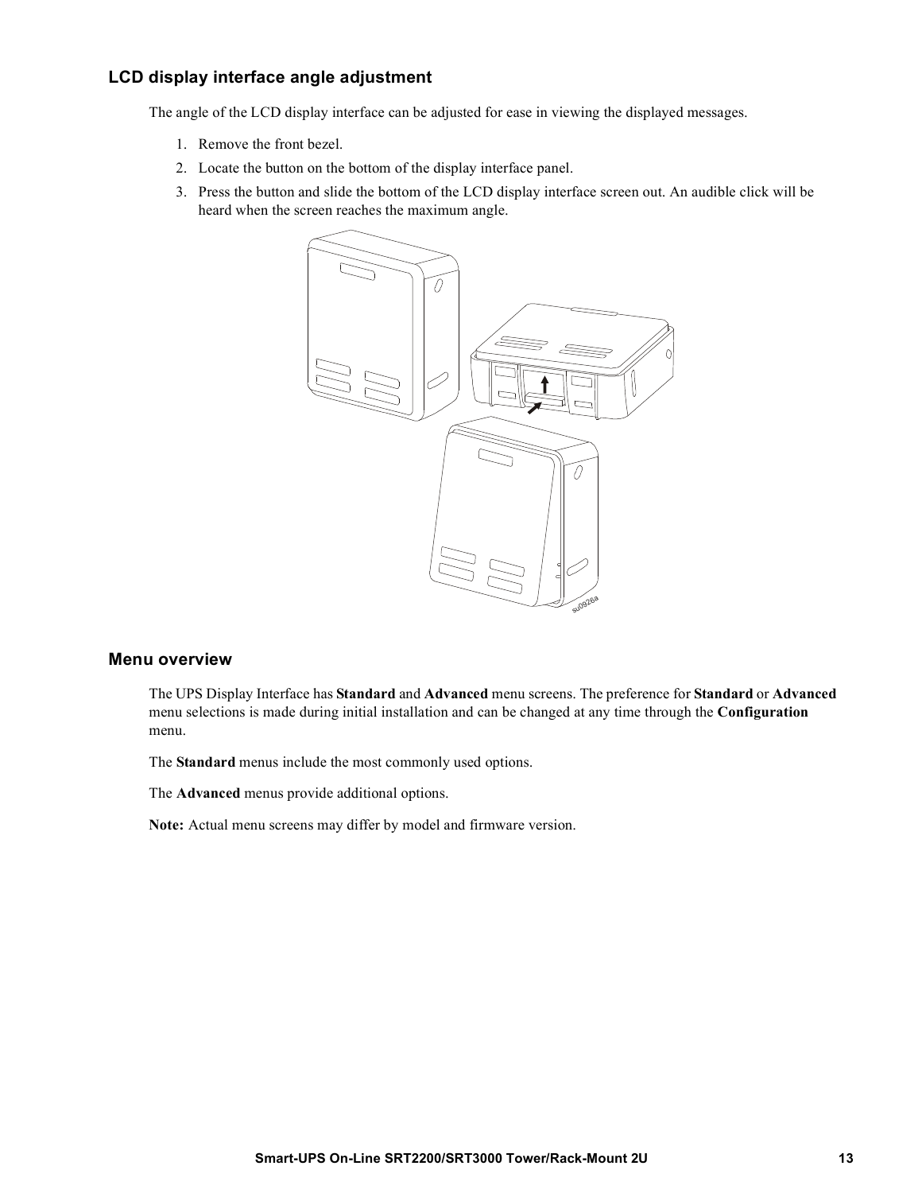## LCD display interface angle adjustment

The angle of the LCD display interface can be adjusted for ease in viewing the displayed messages.

1. Remove the front bezel.
2. Locate the button on the bottom of the display interface panel.
3. Press the button and slide the bottom of the LCD display interface screen out. An audible click will be heard when the screen reaches the maximum angle.

## Menu overview

The UPS Display Interface has **Standard** and **Advanced** menu screens. The preference for **Standard** or **Advanced** menu selections is made during initial installation and can be changed at any time through the **Configuration** menu.

The **Standard** menus include the most commonly used options.

The **Advanced** menus provide additional options.

**Note:** Actual menu screens may differ by model and firmware version.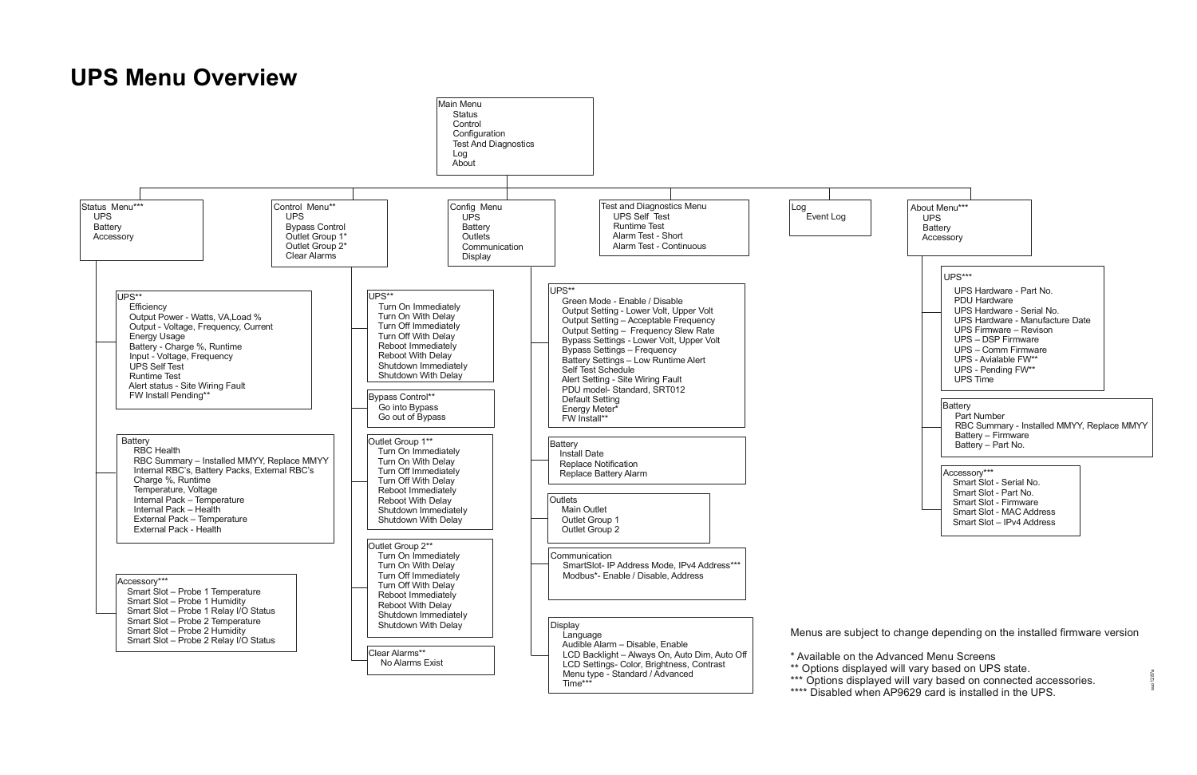# UPS Menu Overview

**Main Menu**
- Status
- Control
- Configuration
- Test And Diagnostics
- Log
- About

**Status Menu***
- UPS
- Battery
- Accessory

**UPS****
- Efficiency
- Output Power - Watts, VA,Load %
- Output - Voltage, Frequency, Current
- Energy Usage
- Battery - Charge %, Runtime
- Input - Voltage, Frequency
- UPS Self Test
- Runtime Test
- Alert status - Site Wiring Fault
- FW Install Pending**

**Battery**
- RBC Health
- RBC Summary – Installed MMYY, Replace MMYY
- Internal RBC's, Battery Packs, External RBC's
- Charge %, Runtime
- Temperature, Voltage
- Internal Pack – Temperature
- Internal Pack – Health
- External Pack – Temperature
- External Pack - Health

**Accessory*****
- Smart Slot – Probe 1 Temperature
- Smart Slot – Probe 1 Humidity
- Smart Slot – Probe 1 Relay I/O Status
- Smart Slot – Probe 2 Temperature
- Smart Slot – Probe 2 Humidity
- Smart Slot – Probe 2 Relay I/O Status

**Control Menu****
- UPS
- Bypass Control
- Outlet Group 1*
- Outlet Group 2*
- Clear Alarms

**UPS****
- Turn On Immediately
- Turn On With Delay
- Turn Off Immediately
- Turn Off With Delay
- Reboot Immediately
- Reboot With Delay
- Shutdown Immediately
- Shutdown With Delay

**Bypass Control****
- Go into Bypass
- Go out of Bypass

**Outlet Group 1****
- Turn On Immediately
- Turn On With Delay
- Turn Off Immediately
- Turn Off With Delay
- Reboot Immediately
- Reboot With Delay
- Shutdown Immediately
- Shutdown With Delay

**Outlet Group 2****
- Turn On Immediately
- Turn On With Delay
- Turn Off Immediately
- Turn Off With Delay
- Reboot Immediately
- Reboot With Delay
- Shutdown Immediately
- Shutdown With Delay

**Clear Alarms****
- No Alarms Exist

**Config Menu**
- UPS
- Battery
- Outlets
- Communication
- Display

**UPS****
- Green Mode - Enable / Disable
- Output Setting - Lower Volt, Upper Volt
- Output Setting - Acceptable Frequency
- Output Setting – Frequency Slew Rate
- Bypass Settings - Lower Volt, Upper Volt
- Bypass Settings – Frequency
- Battery Settings – Low Runtime Alert
- Self Test Schedule
- Alert Setting - Site Wiring Fault
- PDU model- Standard, SRT012
- Default Setting
- Energy Meter*
- FW Install**

**Battery**
- Install Date
- Replace Notification
- Replace Battery Alarm

**Outlets**
- Main Outlet
- Outlet Group 1
- Outlet Group 2

**Communication**
- SmartSlot- IP Address Mode, IPv4 Address***
- Modbus*- Enable / Disable, Address

**Display**
- Language
- Audible Alarm – Disable, Enable
- LCD Backlight – Always On, Auto Dim, Auto Off
- LCD Settings- Color, Brightness, Contrast
- Menu type - Standard / Advanced
- Time***

**Test and Diagnostics Menu**
- UPS Self Test
- Runtime Test
- Alarm Test - Short
- Alarm Test - Continuous

**Log**
- Event Log

**About Menu*****
- UPS
- Battery
- Accessory

**UPS*****
- UPS Hardware - Part No.
- PDU Hardware
- UPS Hardware - Serial No.
- UPS Hardware - Manufacture Date
- UPS Firmware – Revison
- UPS – DSP Firmware
- UPS – Comm Firmware
- UPS - Avialable FW**
- UPS - Pending FW**
- UPS Time

**Battery**
- Part Number
- RBC Summary - Installed MMYY, Replace MMYY
- Battery – Firmware
- Battery – Part No.

**Accessory*****
- Smart Slot - Serial No.
- Smart Slot - Part No.
- Smart Slot - Firmware
- Smart Slot - MAC Address
- Smart Slot – IPv4 Address

Menus are subject to change depending on the installed firmware version

\* Available on the Advanced Menu Screens
\** Options displayed will vary based on UPS state.
\*** Options displayed will vary based on connected accessories.
\**** Disabled when AP9629 card is installed in the UPS.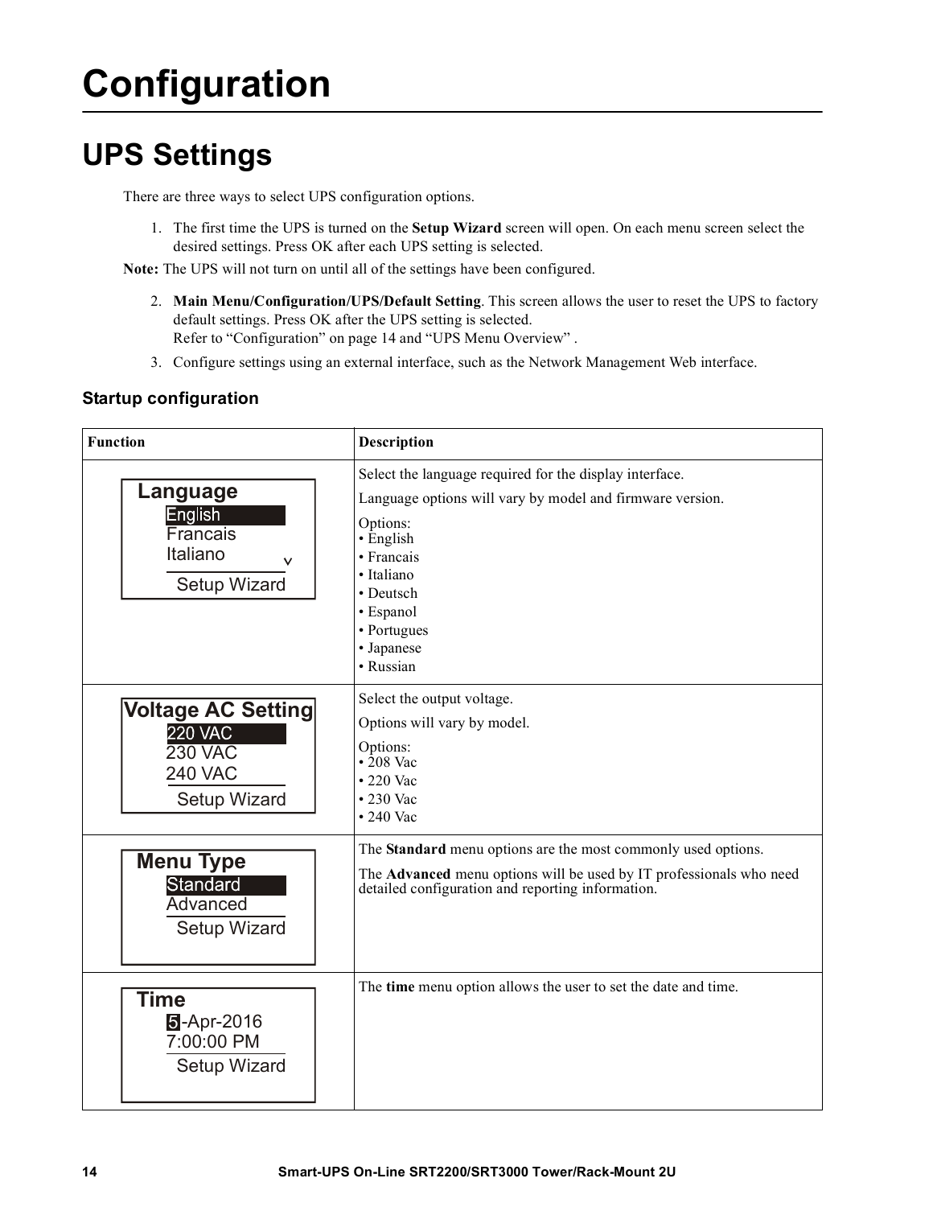# Configuration

## UPS Settings

There are three ways to select UPS configuration options.

1. The first time the UPS is turned on the **Setup Wizard** screen will open. On each menu screen select the desired settings. Press OK after each UPS setting is selected.

**Note:** The UPS will not turn on until all of the settings have been configured.

2. **Main Menu/Configuration/UPS/Default Setting**. This screen allows the user to reset the UPS to factory default settings. Press OK after the UPS setting is selected.
   Refer to "Configuration" on page 14 and "UPS Menu Overview" .
3. Configure settings using an external interface, such as the Network Management Web interface.

### Startup configuration

| Function | Description |
| --- | --- |
| Language<br>English<br>Francais<br>Italiano<br>Setup Wizard | Select the language required for the display interface.<br>Language options will vary by model and firmware version.<br>Options:<br>• English<br>• Francais<br>• Italiano<br>• Deutsch<br>• Espanol<br>• Portugues<br>• Japanese<br>• Russian |
| Voltage AC Setting<br>220 VAC<br>230 VAC<br>240 VAC<br>Setup Wizard | Select the output voltage.<br>Options will vary by model.<br>Options:<br>• 208 Vac<br>• 220 Vac<br>• 230 Vac<br>• 240 Vac |
| Menu Type<br>Standard<br>Advanced<br>Setup Wizard | The **Standard** menu options are the most commonly used options.<br>The **Advanced** menu options will be used by IT professionals who need detailed configuration and reporting information. |
| Time<br>5-Apr-2016<br>7:00:00 PM<br>Setup Wizard | The **time** menu option allows the user to set the date and time. |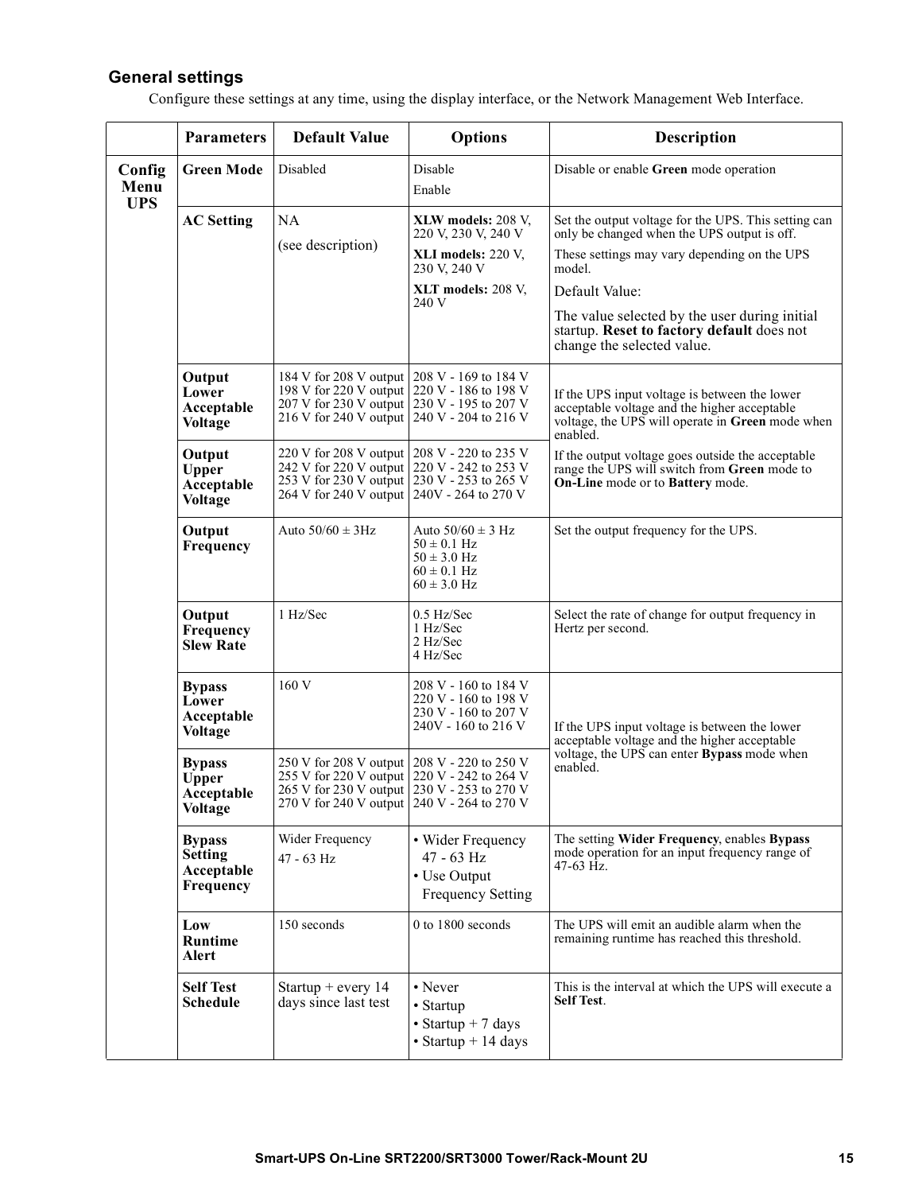## General settings

Configure these settings at any time, using the display interface, or the Network Management Web Interface.

| | Parameters | Default Value | Options | Description |
|---|---|---|---|---|
| **Config Menu UPS** | **Green Mode** | Disabled | Disable<br>Enable | Disable or enable **Green** mode operation |
| | **AC Setting** | NA<br>(see description) | **XLW models:** 208 V, 220 V, 230 V, 240 V<br>**XLI models:** 220 V, 230 V, 240 V<br>**XLT models:** 208 V, 240 V | Set the output voltage for the UPS. This setting can only be changed when the UPS output is off.<br>These settings may vary depending on the UPS model.<br>Default Value:<br>The value selected by the user during initial startup. **Reset to factory default** does not change the selected value. |
| | **Output Lower Acceptable Voltage** | 184 V for 208 V output<br>198 V for 220 V output<br>207 V for 230 V output<br>216 V for 240 V output | 208 V - 169 to 184 V<br>220 V - 186 to 198 V<br>230 V - 195 to 207 V<br>240 V - 204 to 216 V | If the UPS input voltage is between the lower acceptable voltage and the higher acceptable voltage, the UPS will operate in **Green** mode when enabled.<br>If the output voltage goes outside the acceptable range the UPS will switch from **Green** mode to **On-Line** mode or to **Battery** mode. |
| | **Output Upper Acceptable Voltage** | 220 V for 208 V output<br>242 V for 220 V output<br>253 V for 230 V output<br>264 V for 240 V output | 208 V - 220 to 235 V<br>220 V - 242 to 253 V<br>230 V - 253 to 265 V<br>240V - 264 to 270 V | |
| | **Output Frequency** | Auto 50/60 ± 3Hz | Auto 50/60 ± 3 Hz<br>50 ± 0.1 Hz<br>50 ± 3.0 Hz<br>60 ± 0.1 Hz<br>60 ± 3.0 Hz | Set the output frequency for the UPS. |
| | **Output Frequency Slew Rate** | 1 Hz/Sec | 0.5 Hz/Sec<br>1 Hz/Sec<br>2 Hz/Sec<br>4 Hz/Sec | Select the rate of change for output frequency in Hertz per second. |
| | **Bypass Lower Acceptable Voltage** | 160 V | 208 V - 160 to 184 V<br>220 V - 160 to 198 V<br>230 V - 160 to 207 V<br>240V - 160 to 216 V | If the UPS input voltage is between the lower acceptable voltage and the higher acceptable voltage, the UPS can enter **Bypass** mode when enabled. |
| | **Bypass Upper Acceptable Voltage** | 250 V for 208 V output<br>255 V for 220 V output<br>265 V for 230 V output<br>270 V for 240 V output | 208 V - 220 to 250 V<br>220 V - 242 to 264 V<br>230 V - 253 to 270 V<br>240 V - 264 to 270 V | |
| | **Bypass Setting Acceptable Frequency** | Wider Frequency<br>47 - 63 Hz | • Wider Frequency 47 - 63 Hz<br>• Use Output Frequency Setting | The setting **Wider Frequency**, enables **Bypass** mode operation for an input frequency range of 47-63 Hz. |
| | **Low Runtime Alert** | 150 seconds | 0 to 1800 seconds | The UPS will emit an audible alarm when the remaining runtime has reached this threshold. |
| | **Self Test Schedule** | Startup + every 14 days since last test | • Never<br>• Startup<br>• Startup + 7 days<br>• Startup + 14 days | This is the interval at which the UPS will execute a **Self Test**. |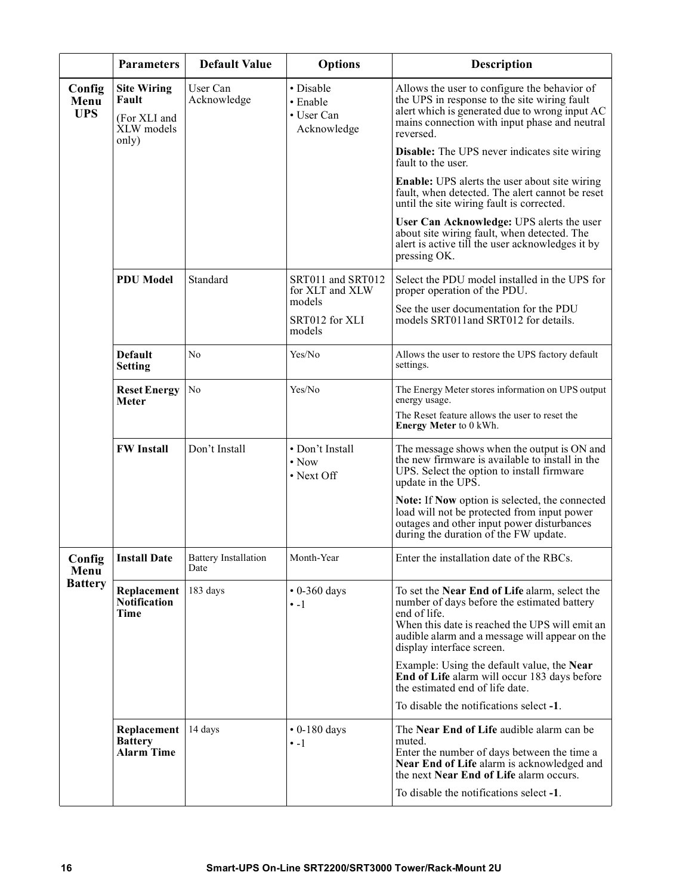| | Parameters | Default Value | Options | Description |
|---|---|---|---|---|
| **Config Menu UPS** | **Site Wiring Fault** (For XLI and XLW models only) | User Can Acknowledge | • Disable<br>• Enable<br>• User Can Acknowledge | Allows the user to configure the behavior of the UPS in response to the site wiring fault alert which is generated due to wrong input AC mains connection with input phase and neutral reversed.<br>**Disable:** The UPS never indicates site wiring fault to the user.<br>**Enable:** UPS alerts the user about site wiring fault, when detected. The alert cannot be reset until the site wiring fault is corrected.<br>**User Can Acknowledge:** UPS alerts the user about site wiring fault, when detected. The alert is active till the user acknowledges it by pressing OK. |
| | **PDU Model** | Standard | SRT011 and SRT012 for XLT and XLW models<br>SRT012 for XLI models | Select the PDU model installed in the UPS for proper operation of the PDU.<br>See the user documentation for the PDU models SRT011and SRT012 for details. |
| | **Default Setting** | No | Yes/No | Allows the user to restore the UPS factory default settings. |
| | **Reset Energy Meter** | No | Yes/No | The Energy Meter stores information on UPS output energy usage.<br>The Reset feature allows the user to reset the **Energy Meter** to 0 kWh. |
| | **FW Install** | Don’t Install | • Don’t Install<br>• Now<br>• Next Off | The message shows when the output is ON and the new firmware is available to install in the UPS. Select the option to install firmware update in the UPS.<br>**Note:** If **Now** option is selected, the connected load will not be protected from input power outages and other input power disturbances during the duration of the FW update. |
| **Config Menu Battery** | **Install Date** | Battery Installation Date | Month-Year | Enter the installation date of the RBCs. |
| | **Replacement Notification Time** | 183 days | • 0-360 days<br>• -1 | To set the **Near End of Life** alarm, select the number of days before the estimated battery end of life.<br>When this date is reached the UPS will emit an audible alarm and a message will appear on the display interface screen.<br>Example: Using the default value, the **Near End of Life** alarm will occur 183 days before the estimated end of life date.<br>To disable the notifications select **-1**. |
| | **Replacement Battery Alarm Time** | 14 days | • 0-180 days<br>• -1 | The **Near End of Life** audible alarm can be muted.<br>Enter the number of days between the time a **Near End of Life** alarm is acknowledged and the next **Near End of Life** alarm occurs.<br>To disable the notifications select **-1**. |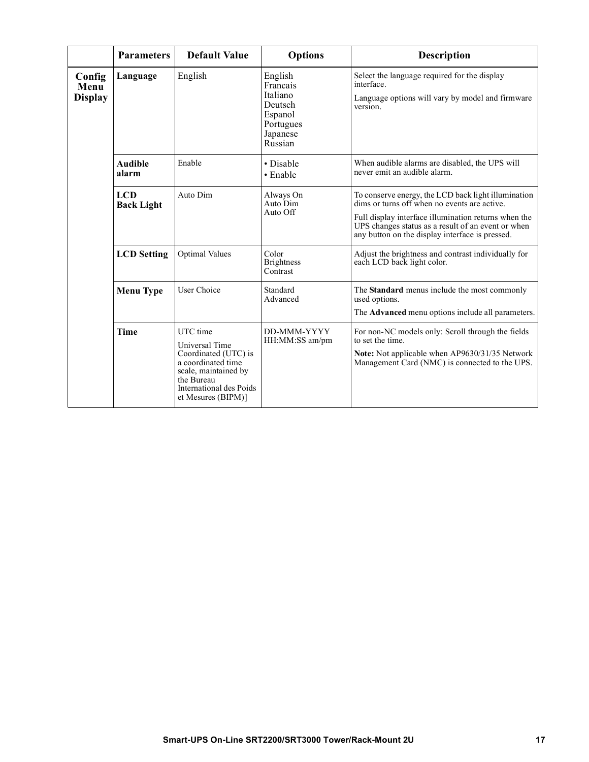| | Parameters | Default Value | Options | Description |
|---|---|---|---|---|
| **Config Menu Display** | **Language** | English | English<br>Francais<br>Italiano<br>Deutsch<br>Espanol<br>Portugues<br>Japanese<br>Russian | Select the language required for the display interface.<br>Language options will vary by model and firmware version. |
| | **Audible alarm** | Enable | • Disable<br>• Enable | When audible alarms are disabled, the UPS will never emit an audible alarm. |
| | **LCD Back Light** | Auto Dim | Always On<br>Auto Dim<br>Auto Off | To conserve energy, the LCD back light illumination dims or turns off when no events are active.<br>Full display interface illumination returns when the UPS changes status as a result of an event or when any button on the display interface is pressed. |
| | **LCD Setting** | Optimal Values | Color<br>Brightness<br>Contrast | Adjust the brightness and contrast individually for each LCD back light color. |
| | **Menu Type** | User Choice | Standard<br>Advanced | The **Standard** menus include the most commonly used options.<br>The **Advanced** menu options include all parameters. |
| | **Time** | UTC time<br>Universal Time Coordinated (UTC) is a coordinated time scale, maintained by the Bureau International des Poids et Mesures (BIPM)] | DD-MMM-YYYY<br>HH:MM:SS am/pm | For non-NC models only: Scroll through the fields to set the time.<br>**Note:** Not applicable when AP9630/31/35 Network Management Card (NMC) is connected to the UPS. |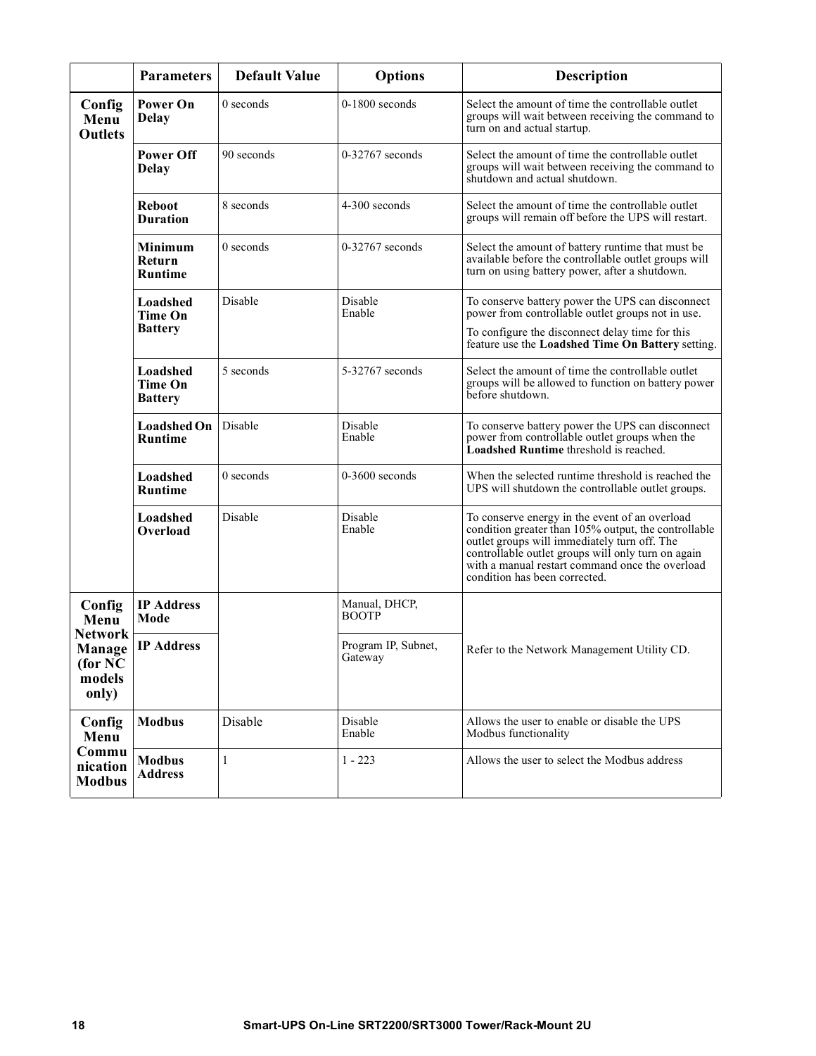| | Parameters | Default Value | Options | Description |
|---|---|---|---|---|
| **Config Menu Outlets** | **Power On Delay** | 0 seconds | 0-1800 seconds | Select the amount of time the controllable outlet groups will wait between receiving the command to turn on and actual startup. |
| | **Power Off Delay** | 90 seconds | 0-32767 seconds | Select the amount of time the controllable outlet groups will wait between receiving the command to shutdown and actual shutdown. |
| | **Reboot Duration** | 8 seconds | 4-300 seconds | Select the amount of time the controllable outlet groups will remain off before the UPS will restart. |
| | **Minimum Return Runtime** | 0 seconds | 0-32767 seconds | Select the amount of battery runtime that must be available before the controllable outlet groups will turn on using battery power, after a shutdown. |
| | **Loadshed Time On Battery** | Disable | Disable<br>Enable | To conserve battery power the UPS can disconnect power from controllable outlet groups not in use.<br>To configure the disconnect delay time for this feature use the **Loadshed Time On Battery** setting. |
| | **Loadshed Time On Battery** | 5 seconds | 5-32767 seconds | Select the amount of time the controllable outlet groups will be allowed to function on battery power before shutdown. |
| | **Loadshed On Runtime** | Disable | Disable<br>Enable | To conserve battery power the UPS can disconnect power from controllable outlet groups when the **Loadshed Runtime** threshold is reached. |
| | **Loadshed Runtime** | 0 seconds | 0-3600 seconds | When the selected runtime threshold is reached the UPS will shutdown the controllable outlet groups. |
| | **Loadshed Overload** | Disable | Disable<br>Enable | To conserve energy in the event of an overload condition greater than 105% output, the controllable outlet groups will immediately turn off. The controllable outlet groups will only turn on again with a manual restart command once the overload condition has been corrected. |
| **Config Menu Network Manage (for NC models only)** | **IP Address Mode** | | Manual, DHCP, BOOTP | Refer to the Network Management Utility CD. |
| | **IP Address** | | Program IP, Subnet, Gateway | |
| **Config Menu Communication Modbus** | **Modbus** | Disable | Disable<br>Enable | Allows the user to enable or disable the UPS Modbus functionality |
| | **Modbus Address** | 1 | 1 - 223 | Allows the user to select the Modbus address |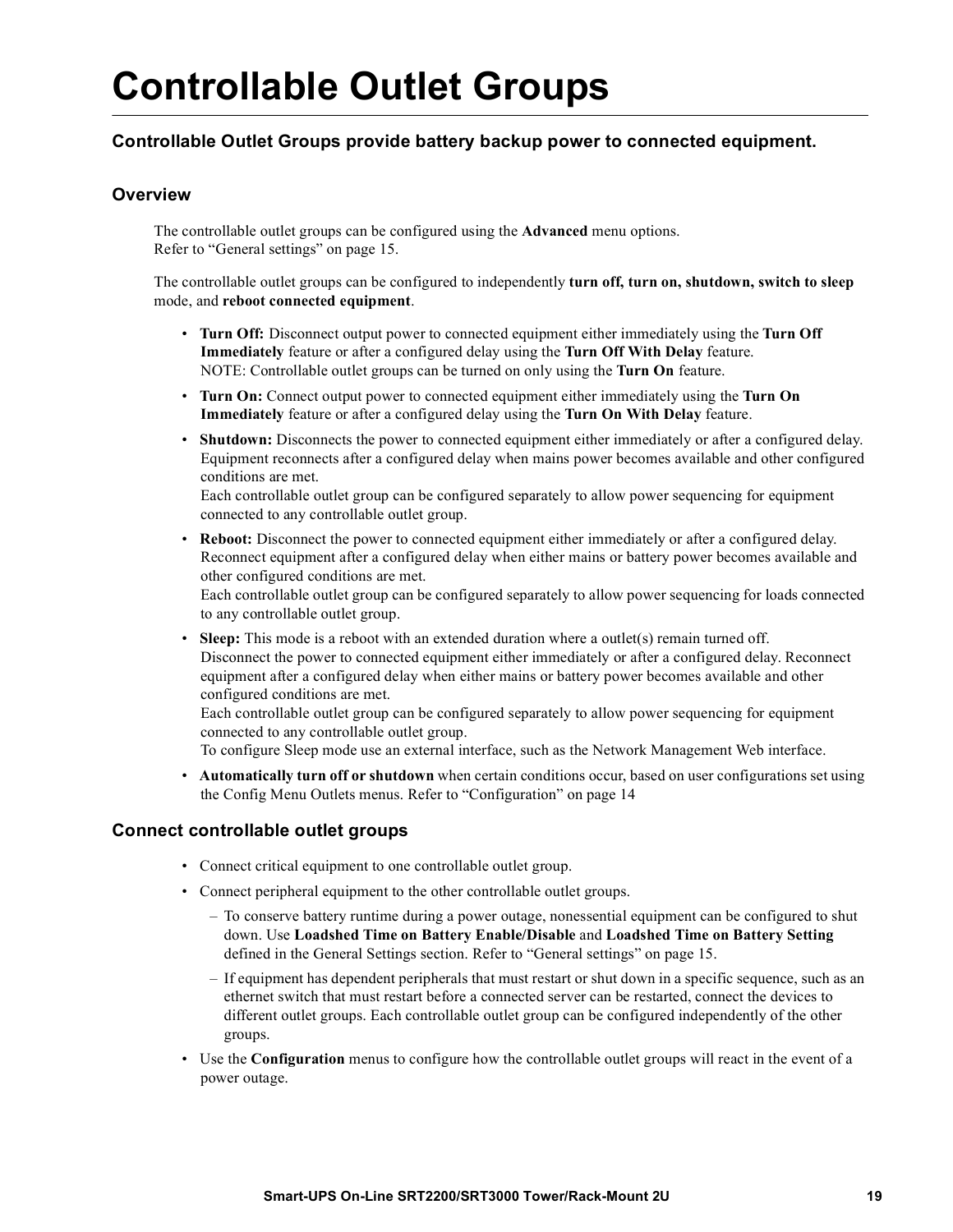# Controllable Outlet Groups

### Controllable Outlet Groups provide battery backup power to connected equipment.

### Overview

The controllable outlet groups can be configured using the **Advanced** menu options.
Refer to "General settings" on page 15.

The controllable outlet groups can be configured to independently **turn off, turn on, shutdown, switch to sleep** mode, and **reboot connected equipment**.

- **Turn Off:** Disconnect output power to connected equipment either immediately using the **Turn Off Immediately** feature or after a configured delay using the **Turn Off With Delay** feature.
  NOTE: Controllable outlet groups can be turned on only using the **Turn On** feature.
- **Turn On:** Connect output power to connected equipment either immediately using the **Turn On Immediately** feature or after a configured delay using the **Turn On With Delay** feature.
- **Shutdown:** Disconnects the power to connected equipment either immediately or after a configured delay. Equipment reconnects after a configured delay when mains power becomes available and other configured conditions are met.
  Each controllable outlet group can be configured separately to allow power sequencing for equipment connected to any controllable outlet group.
- **Reboot:** Disconnect the power to connected equipment either immediately or after a configured delay. Reconnect equipment after a configured delay when either mains or battery power becomes available and other configured conditions are met.
  Each controllable outlet group can be configured separately to allow power sequencing for loads connected to any controllable outlet group.
- **Sleep:** This mode is a reboot with an extended duration where a outlet(s) remain turned off.
  Disconnect the power to connected equipment either immediately or after a configured delay. Reconnect equipment after a configured delay when either mains or battery power becomes available and other configured conditions are met.
  Each controllable outlet group can be configured separately to allow power sequencing for equipment connected to any controllable outlet group.
  To configure Sleep mode use an external interface, such as the Network Management Web interface.
- **Automatically turn off or shutdown** when certain conditions occur, based on user configurations set using the Config Menu Outlets menus. Refer to "Configuration" on page 14

### Connect controllable outlet groups

- Connect critical equipment to one controllable outlet group.
- Connect peripheral equipment to the other controllable outlet groups.
  - To conserve battery runtime during a power outage, nonessential equipment can be configured to shut down. Use **Loadshed Time on Battery Enable/Disable** and **Loadshed Time on Battery Setting** defined in the General Settings section. Refer to "General settings" on page 15.
  - If equipment has dependent peripherals that must restart or shut down in a specific sequence, such as an ethernet switch that must restart before a connected server can be restarted, connect the devices to different outlet groups. Each controllable outlet group can be configured independently of the other groups.
- Use the **Configuration** menus to configure how the controllable outlet groups will react in the event of a power outage.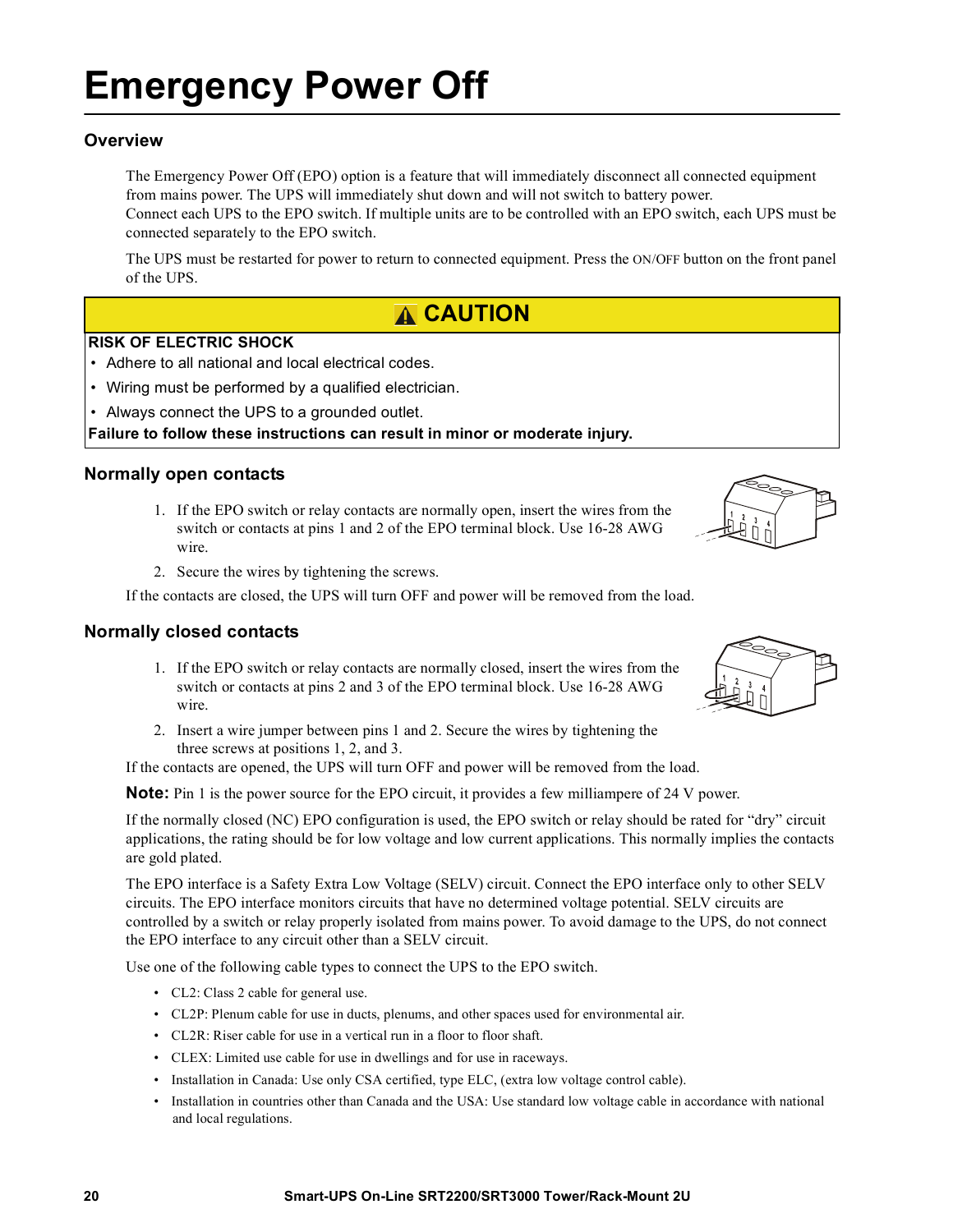# Emergency Power Off

## Overview

The Emergency Power Off (EPO) option is a feature that will immediately disconnect all connected equipment from mains power. The UPS will immediately shut down and will not switch to battery power.
Connect each UPS to the EPO switch. If multiple units are to be controlled with an EPO switch, each UPS must be connected separately to the EPO switch.

The UPS must be restarted for power to return to connected equipment. Press the ON/OFF button on the front panel of the UPS.

**⚠ CAUTION**

**RISK OF ELECTRIC SHOCK**

- Adhere to all national and local electrical codes.
- Wiring must be performed by a qualified electrician.
- Always connect the UPS to a grounded outlet.

**Failure to follow these instructions can result in minor or moderate injury.**

## Normally open contacts

1. If the EPO switch or relay contacts are normally open, insert the wires from the switch or contacts at pins 1 and 2 of the EPO terminal block. Use 16-28 AWG wire.
2. Secure the wires by tightening the screws.

If the contacts are closed, the UPS will turn OFF and power will be removed from the load.

## Normally closed contacts

1. If the EPO switch or relay contacts are normally closed, insert the wires from the switch or contacts at pins 2 and 3 of the EPO terminal block. Use 16-28 AWG wire.
2. Insert a wire jumper between pins 1 and 2. Secure the wires by tightening the three screws at positions 1, 2, and 3.

If the contacts are opened, the UPS will turn OFF and power will be removed from the load.

**Note:** Pin 1 is the power source for the EPO circuit, it provides a few milliampere of 24 V power.

If the normally closed (NC) EPO configuration is used, the EPO switch or relay should be rated for “dry” circuit applications, the rating should be for low voltage and low current applications. This normally implies the contacts are gold plated.

The EPO interface is a Safety Extra Low Voltage (SELV) circuit. Connect the EPO interface only to other SELV circuits. The EPO interface monitors circuits that have no determined voltage potential. SELV circuits are controlled by a switch or relay properly isolated from mains power. To avoid damage to the UPS, do not connect the EPO interface to any circuit other than a SELV circuit.

Use one of the following cable types to connect the UPS to the EPO switch.

- CL2: Class 2 cable for general use.
- CL2P: Plenum cable for use in ducts, plenums, and other spaces used for environmental air.
- CL2R: Riser cable for use in a vertical run in a floor to floor shaft.
- CLEX: Limited use cable for use in dwellings and for use in raceways.
- Installation in Canada: Use only CSA certified, type ELC, (extra low voltage control cable).
- Installation in countries other than Canada and the USA: Use standard low voltage cable in accordance with national and local regulations.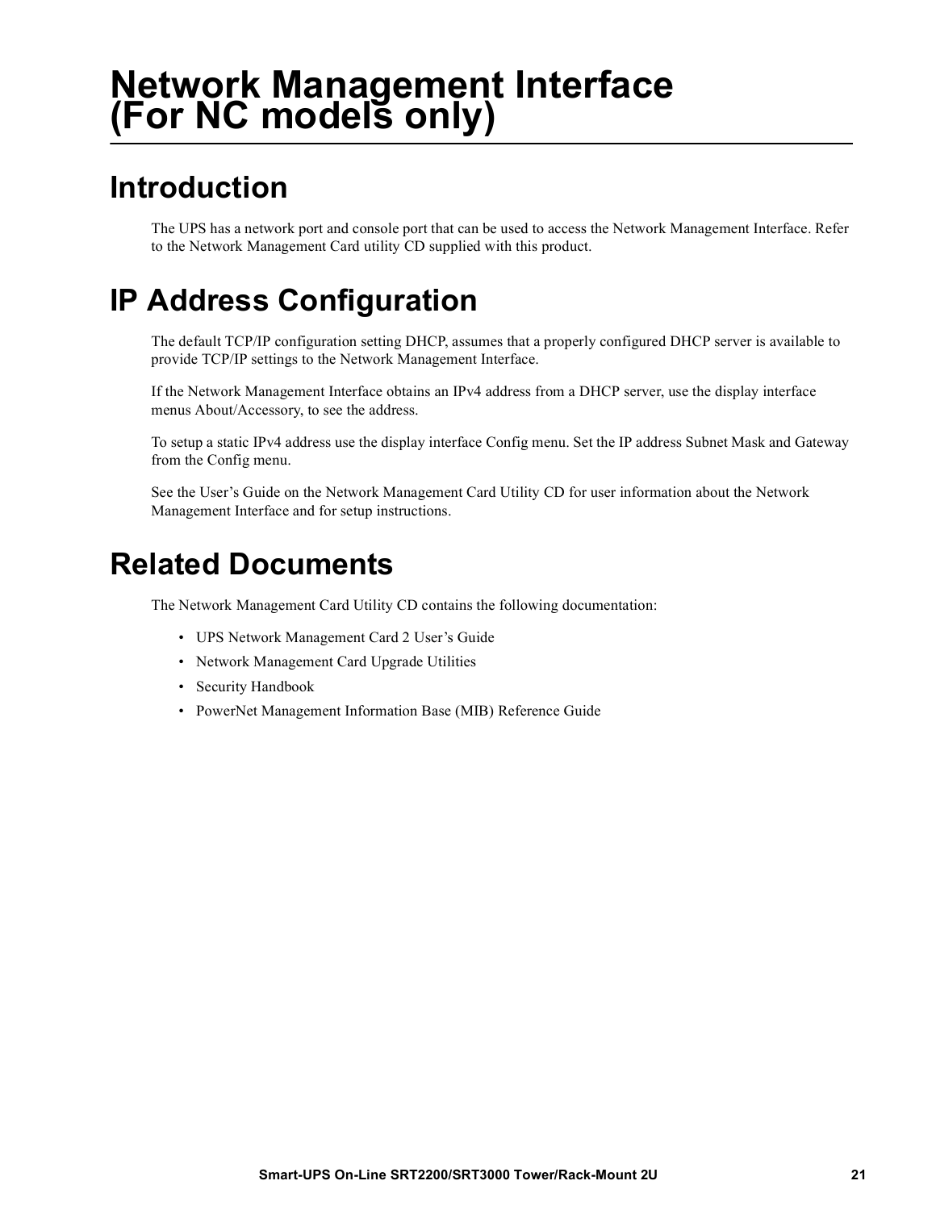# Network Management Interface (For NC models only)

## Introduction

The UPS has a network port and console port that can be used to access the Network Management Interface. Refer to the Network Management Card utility CD supplied with this product.

## IP Address Configuration

The default TCP/IP configuration setting DHCP, assumes that a properly configured DHCP server is available to provide TCP/IP settings to the Network Management Interface.

If the Network Management Interface obtains an IPv4 address from a DHCP server, use the display interface menus About/Accessory, to see the address.

To setup a static IPv4 address use the display interface Config menu. Set the IP address Subnet Mask and Gateway from the Config menu.

See the User's Guide on the Network Management Card Utility CD for user information about the Network Management Interface and for setup instructions.

## Related Documents

The Network Management Card Utility CD contains the following documentation:

- UPS Network Management Card 2 User's Guide
- Network Management Card Upgrade Utilities
- Security Handbook
- PowerNet Management Information Base (MIB) Reference Guide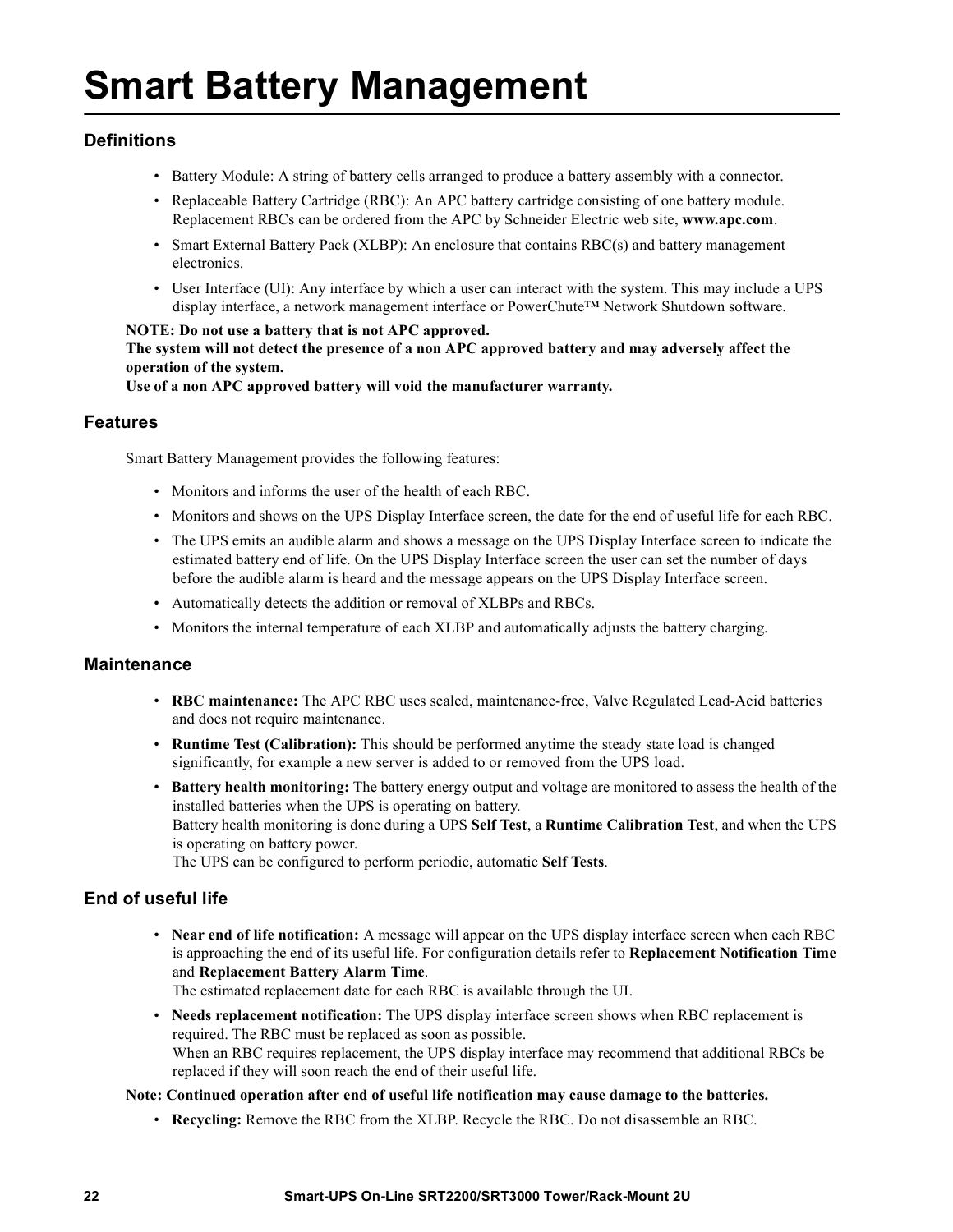# Smart Battery Management

## Definitions

- Battery Module: A string of battery cells arranged to produce a battery assembly with a connector.
- Replaceable Battery Cartridge (RBC): An APC battery cartridge consisting of one battery module. Replacement RBCs can be ordered from the APC by Schneider Electric web site, **www.apc.com**.
- Smart External Battery Pack (XLBP): An enclosure that contains RBC(s) and battery management electronics.
- User Interface (UI): Any interface by which a user can interact with the system. This may include a UPS display interface, a network management interface or PowerChute™ Network Shutdown software.

**NOTE: Do not use a battery that is not APC approved.**
**The system will not detect the presence of a non APC approved battery and may adversely affect the operation of the system.**
**Use of a non APC approved battery will void the manufacturer warranty.**

## Features

Smart Battery Management provides the following features:

- Monitors and informs the user of the health of each RBC.
- Monitors and shows on the UPS Display Interface screen, the date for the end of useful life for each RBC.
- The UPS emits an audible alarm and shows a message on the UPS Display Interface screen to indicate the estimated battery end of life. On the UPS Display Interface screen the user can set the number of days before the audible alarm is heard and the message appears on the UPS Display Interface screen.
- Automatically detects the addition or removal of XLBPs and RBCs.
- Monitors the internal temperature of each XLBP and automatically adjusts the battery charging.

## Maintenance

- **RBC maintenance:** The APC RBC uses sealed, maintenance-free, Valve Regulated Lead-Acid batteries and does not require maintenance.
- **Runtime Test (Calibration):** This should be performed anytime the steady state load is changed significantly, for example a new server is added to or removed from the UPS load.
- **Battery health monitoring:** The battery energy output and voltage are monitored to assess the health of the installed batteries when the UPS is operating on battery.
  Battery health monitoring is done during a UPS **Self Test**, a **Runtime Calibration Test**, and when the UPS is operating on battery power.
  The UPS can be configured to perform periodic, automatic **Self Tests**.

## End of useful life

- **Near end of life notification:** A message will appear on the UPS display interface screen when each RBC is approaching the end of its useful life. For configuration details refer to **Replacement Notification Time** and **Replacement Battery Alarm Time**.
  The estimated replacement date for each RBC is available through the UI.
- **Needs replacement notification:** The UPS display interface screen shows when RBC replacement is required. The RBC must be replaced as soon as possible.
  When an RBC requires replacement, the UPS display interface may recommend that additional RBCs be replaced if they will soon reach the end of their useful life.

**Note: Continued operation after end of useful life notification may cause damage to the batteries.**

- **Recycling:** Remove the RBC from the XLBP. Recycle the RBC. Do not disassemble an RBC.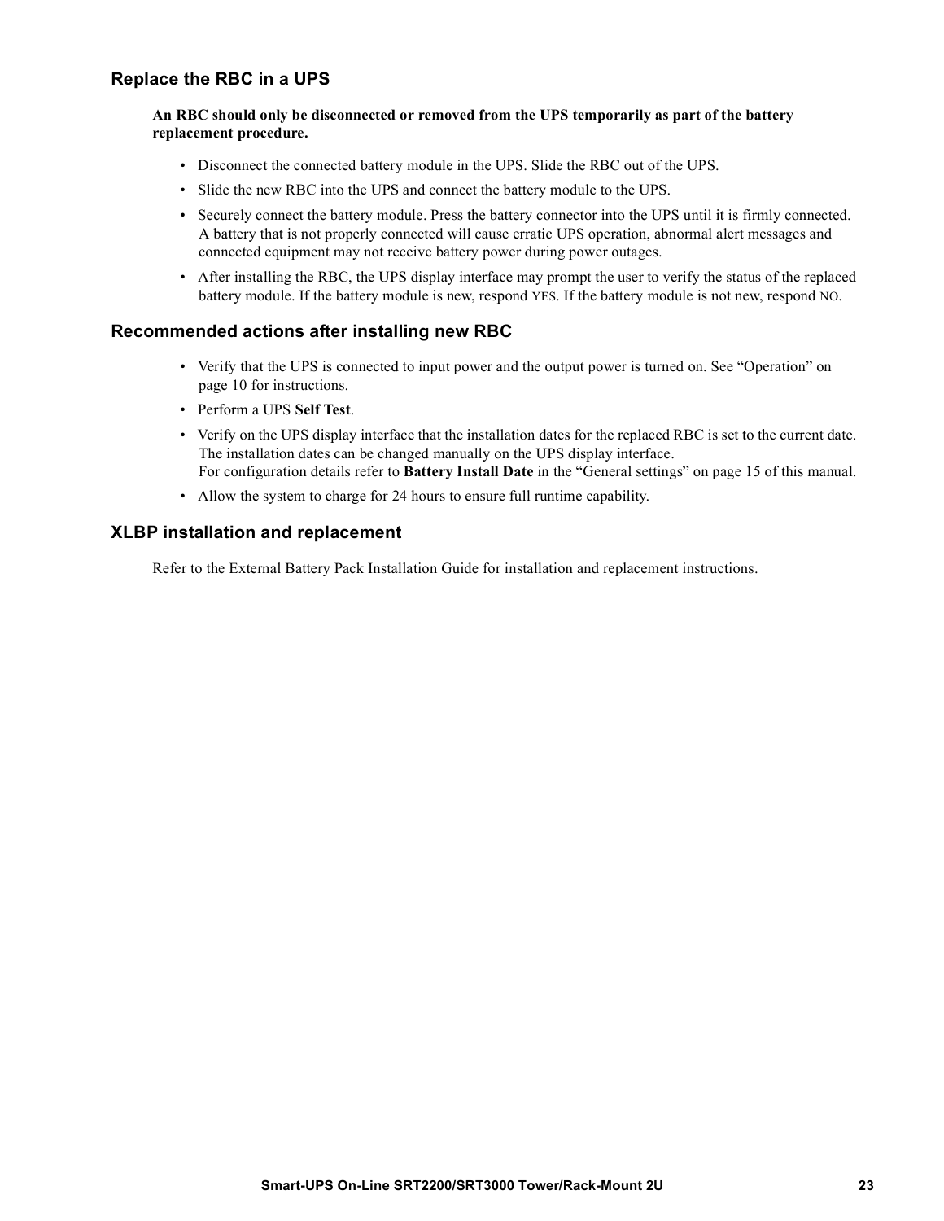## Replace the RBC in a UPS

**An RBC should only be disconnected or removed from the UPS temporarily as part of the battery replacement procedure.**

- Disconnect the connected battery module in the UPS. Slide the RBC out of the UPS.
- Slide the new RBC into the UPS and connect the battery module to the UPS.
- Securely connect the battery module. Press the battery connector into the UPS until it is firmly connected. A battery that is not properly connected will cause erratic UPS operation, abnormal alert messages and connected equipment may not receive battery power during power outages.
- After installing the RBC, the UPS display interface may prompt the user to verify the status of the replaced battery module. If the battery module is new, respond YES. If the battery module is not new, respond NO.

## Recommended actions after installing new RBC

- Verify that the UPS is connected to input power and the output power is turned on. See “Operation” on page 10 for instructions.
- Perform a UPS **Self Test**.
- Verify on the UPS display interface that the installation dates for the replaced RBC is set to the current date. The installation dates can be changed manually on the UPS display interface. For configuration details refer to **Battery Install Date** in the “General settings” on page 15 of this manual.
- Allow the system to charge for 24 hours to ensure full runtime capability.

## XLBP installation and replacement

Refer to the External Battery Pack Installation Guide for installation and replacement instructions.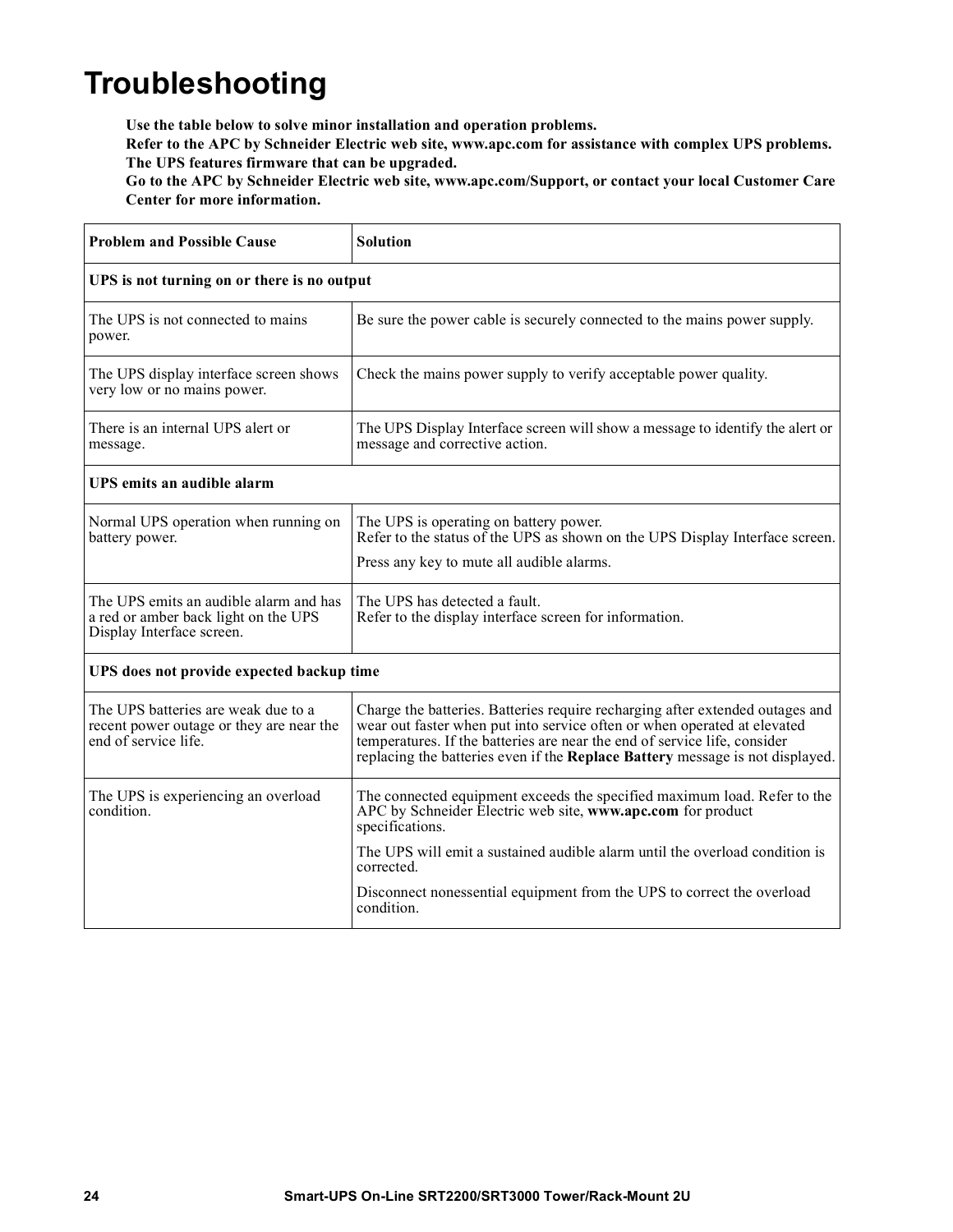# Troubleshooting

**Use the table below to solve minor installation and operation problems.**
**Refer to the APC by Schneider Electric web site, www.apc.com for assistance with complex UPS problems.**
**The UPS features firmware that can be upgraded.**
**Go to the APC by Schneider Electric web site, www.apc.com/Support, or contact your local Customer Care Center for more information.**

| **Problem and Possible Cause** | **Solution** |
|---|---|
| **UPS is not turning on or there is no output** | |
| The UPS is not connected to mains power. | Be sure the power cable is securely connected to the mains power supply. |
| The UPS display interface screen shows very low or no mains power. | Check the mains power supply to verify acceptable power quality. |
| There is an internal UPS alert or message. | The UPS Display Interface screen will show a message to identify the alert or message and corrective action. |
| **UPS emits an audible alarm** | |
| Normal UPS operation when running on battery power. | The UPS is operating on battery power.<br>Refer to the status of the UPS as shown on the UPS Display Interface screen.<br><br>Press any key to mute all audible alarms. |
| The UPS emits an audible alarm and has a red or amber back light on the UPS Display Interface screen. | The UPS has detected a fault.<br>Refer to the display interface screen for information. |
| **UPS does not provide expected backup time** | |
| The UPS batteries are weak due to a recent power outage or they are near the end of service life. | Charge the batteries. Batteries require recharging after extended outages and wear out faster when put into service often or when operated at elevated temperatures. If the batteries are near the end of service life, consider replacing the batteries even if the **Replace Battery** message is not displayed. |
| The UPS is experiencing an overload condition. | The connected equipment exceeds the specified maximum load. Refer to the APC by Schneider Electric web site, **www.apc.com** for product specifications.<br><br>The UPS will emit a sustained audible alarm until the overload condition is corrected.<br><br>Disconnect nonessential equipment from the UPS to correct the overload condition. |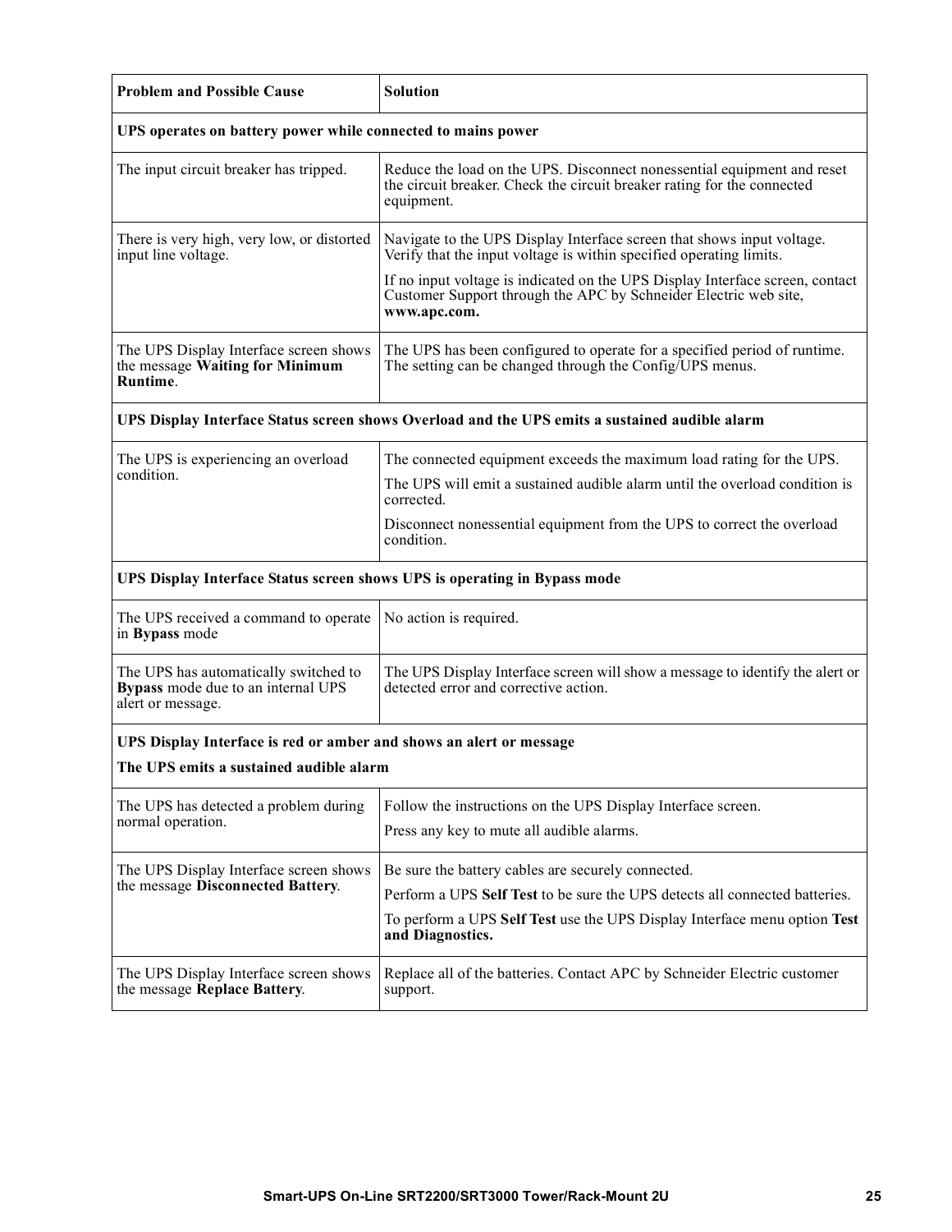| Problem and Possible Cause | Solution |
|---|---|
| **UPS operates on battery power while connected to mains power** | |
| The input circuit breaker has tripped. | Reduce the load on the UPS. Disconnect nonessential equipment and reset the circuit breaker. Check the circuit breaker rating for the connected equipment. |
| There is very high, very low, or distorted input line voltage. | Navigate to the UPS Display Interface screen that shows input voltage. Verify that the input voltage is within specified operating limits.<br><br>If no input voltage is indicated on the UPS Display Interface screen, contact Customer Support through the APC by Schneider Electric web site, **www.apc.com.** |
| The UPS Display Interface screen shows the message **Waiting for Minimum Runtime**. | The UPS has been configured to operate for a specified period of runtime. The setting can be changed through the Config/UPS menus. |
| **UPS Display Interface Status screen shows Overload and the UPS emits a sustained audible alarm** | |
| The UPS is experiencing an overload condition. | The connected equipment exceeds the maximum load rating for the UPS.<br><br>The UPS will emit a sustained audible alarm until the overload condition is corrected.<br><br>Disconnect nonessential equipment from the UPS to correct the overload condition. |
| **UPS Display Interface Status screen shows UPS is operating in Bypass mode** | |
| The UPS received a command to operate in **Bypass** mode | No action is required. |
| The UPS has automatically switched to **Bypass** mode due to an internal UPS alert or message. | The UPS Display Interface screen will show a message to identify the alert or detected error and corrective action. |
| **UPS Display Interface is red or amber and shows an alert or message**<br><br>**The UPS emits a sustained audible alarm** | |
| The UPS has detected a problem during normal operation. | Follow the instructions on the UPS Display Interface screen.<br><br>Press any key to mute all audible alarms. |
| The UPS Display Interface screen shows the message **Disconnected Battery**. | Be sure the battery cables are securely connected.<br><br>Perform a UPS **Self Test** to be sure the UPS detects all connected batteries.<br><br>To perform a UPS **Self Test** use the UPS Display Interface menu option **Test and Diagnostics.** |
| The UPS Display Interface screen shows the message **Replace Battery**. | Replace all of the batteries. Contact APC by Schneider Electric customer support. |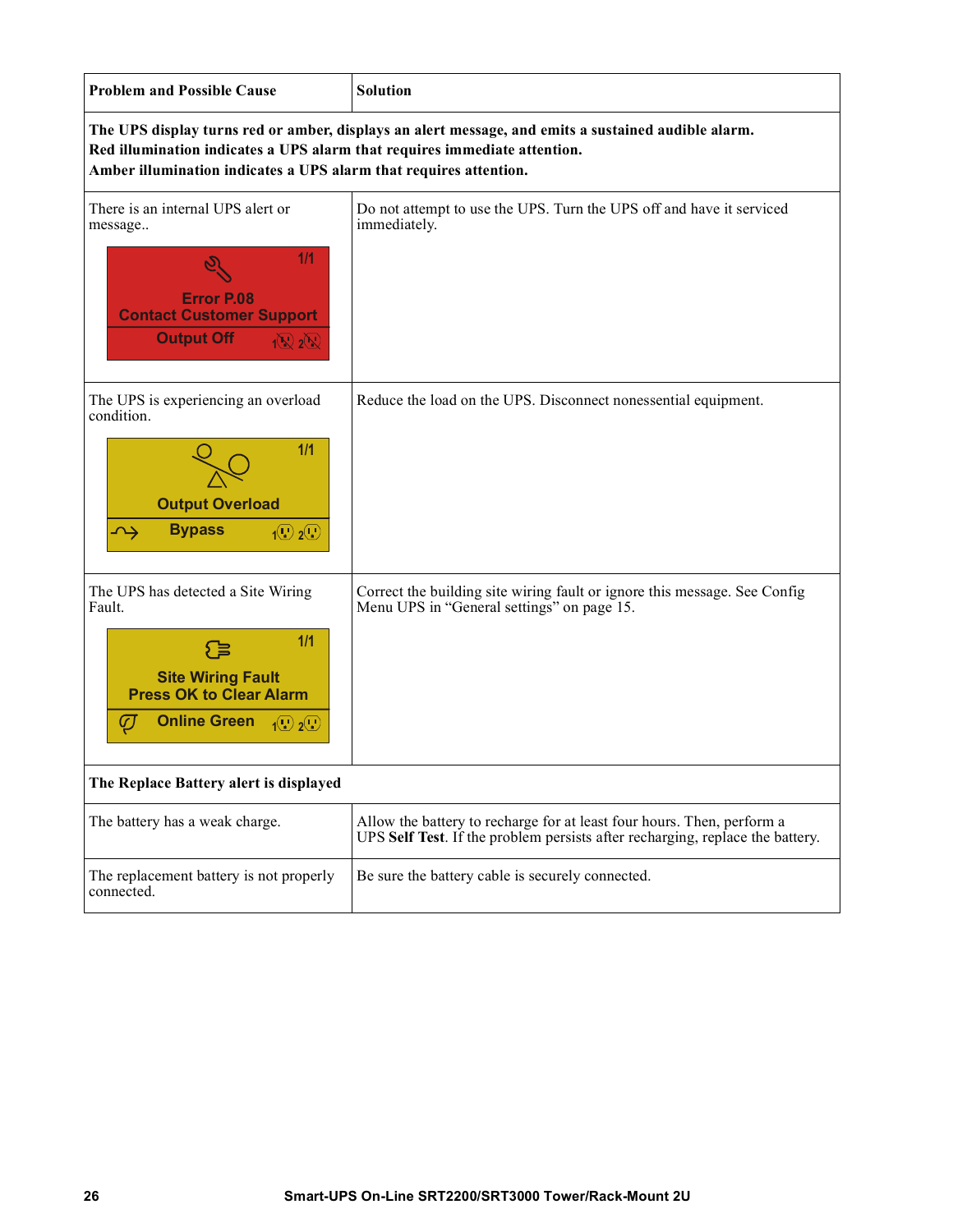| Problem and Possible Cause | Solution |
|---|---|
| **The UPS display turns red or amber, displays an alert message, and emits a sustained audible alarm. Red illumination indicates a UPS alarm that requires immediate attention. Amber illumination indicates a UPS alarm that requires attention.** | |
| There is an internal UPS alert or message.. <br> 1/1 Error P.08 Contact Customer Support Output Off | Do not attempt to use the UPS. Turn the UPS off and have it serviced immediately. |
| The UPS is experiencing an overload condition. <br> 1/1 Output Overload Bypass | Reduce the load on the UPS. Disconnect nonessential equipment. |
| The UPS has detected a Site Wiring Fault. <br> 1/1 Site Wiring Fault Press OK to Clear Alarm Online Green | Correct the building site wiring fault or ignore this message. See Config Menu UPS in “General settings” on page 15. |
| **The Replace Battery alert is displayed** | |
| The battery has a weak charge. | Allow the battery to recharge for at least four hours. Then, perform a UPS **Self Test**. If the problem persists after recharging, replace the battery. |
| The replacement battery is not properly connected. | Be sure the battery cable is securely connected. |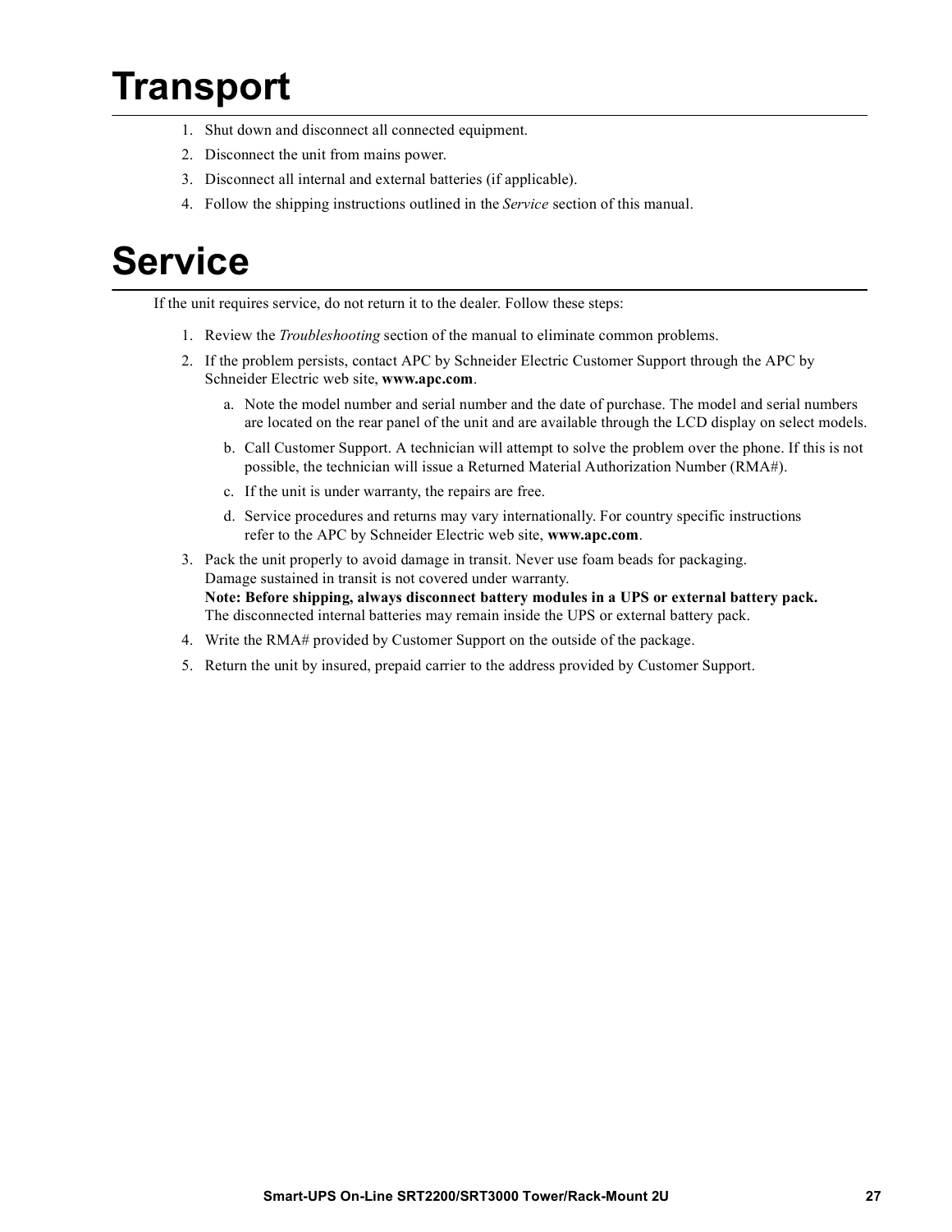# Transport

1. Shut down and disconnect all connected equipment.
2. Disconnect the unit from mains power.
3. Disconnect all internal and external batteries (if applicable).
4. Follow the shipping instructions outlined in the *Service* section of this manual.

# Service

If the unit requires service, do not return it to the dealer. Follow these steps:

1. Review the *Troubleshooting* section of the manual to eliminate common problems.
2. If the problem persists, contact APC by Schneider Electric Customer Support through the APC by Schneider Electric web site, **www.apc.com**.
   a. Note the model number and serial number and the date of purchase. The model and serial numbers are located on the rear panel of the unit and are available through the LCD display on select models.
   b. Call Customer Support. A technician will attempt to solve the problem over the phone. If this is not possible, the technician will issue a Returned Material Authorization Number (RMA#).
   c. If the unit is under warranty, the repairs are free.
   d. Service procedures and returns may vary internationally. For country specific instructions refer to the APC by Schneider Electric web site, **www.apc.com**.
3. Pack the unit properly to avoid damage in transit. Never use foam beads for packaging.
   Damage sustained in transit is not covered under warranty.
   **Note: Before shipping, always disconnect battery modules in a UPS or external battery pack.**
   The disconnected internal batteries may remain inside the UPS or external battery pack.
4. Write the RMA# provided by Customer Support on the outside of the package.
5. Return the unit by insured, prepaid carrier to the address provided by Customer Support.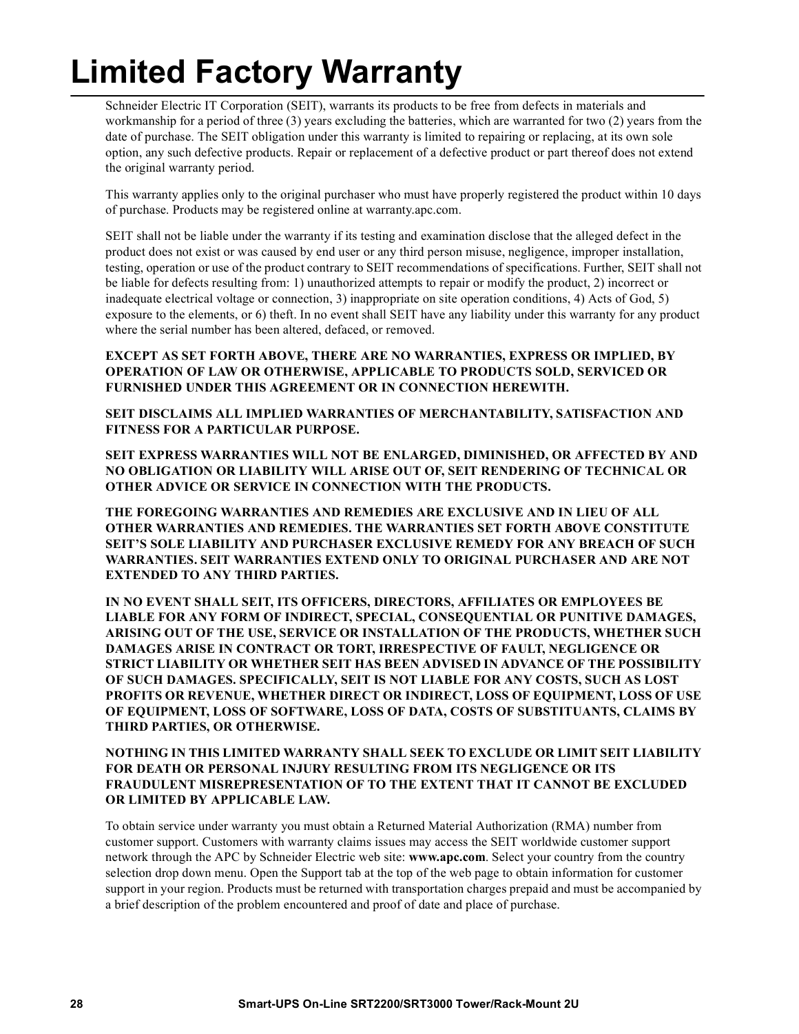# Limited Factory Warranty

Schneider Electric IT Corporation (SEIT), warrants its products to be free from defects in materials and workmanship for a period of three (3) years excluding the batteries, which are warranted for two (2) years from the date of purchase. The SEIT obligation under this warranty is limited to repairing or replacing, at its own sole option, any such defective products. Repair or replacement of a defective product or part thereof does not extend the original warranty period.

This warranty applies only to the original purchaser who must have properly registered the product within 10 days of purchase. Products may be registered online at warranty.apc.com.

SEIT shall not be liable under the warranty if its testing and examination disclose that the alleged defect in the product does not exist or was caused by end user or any third person misuse, negligence, improper installation, testing, operation or use of the product contrary to SEIT recommendations of specifications. Further, SEIT shall not be liable for defects resulting from: 1) unauthorized attempts to repair or modify the product, 2) incorrect or inadequate electrical voltage or connection, 3) inappropriate on site operation conditions, 4) Acts of God, 5) exposure to the elements, or 6) theft. In no event shall SEIT have any liability under this warranty for any product where the serial number has been altered, defaced, or removed.

**EXCEPT AS SET FORTH ABOVE, THERE ARE NO WARRANTIES, EXPRESS OR IMPLIED, BY OPERATION OF LAW OR OTHERWISE, APPLICABLE TO PRODUCTS SOLD, SERVICED OR FURNISHED UNDER THIS AGREEMENT OR IN CONNECTION HEREWITH.**

**SEIT DISCLAIMS ALL IMPLIED WARRANTIES OF MERCHANTABILITY, SATISFACTION AND FITNESS FOR A PARTICULAR PURPOSE.**

**SEIT EXPRESS WARRANTIES WILL NOT BE ENLARGED, DIMINISHED, OR AFFECTED BY AND NO OBLIGATION OR LIABILITY WILL ARISE OUT OF, SEIT RENDERING OF TECHNICAL OR OTHER ADVICE OR SERVICE IN CONNECTION WITH THE PRODUCTS.**

**THE FOREGOING WARRANTIES AND REMEDIES ARE EXCLUSIVE AND IN LIEU OF ALL OTHER WARRANTIES AND REMEDIES. THE WARRANTIES SET FORTH ABOVE CONSTITUTE SEIT'S SOLE LIABILITY AND PURCHASER EXCLUSIVE REMEDY FOR ANY BREACH OF SUCH WARRANTIES. SEIT WARRANTIES EXTEND ONLY TO ORIGINAL PURCHASER AND ARE NOT EXTENDED TO ANY THIRD PARTIES.**

**IN NO EVENT SHALL SEIT, ITS OFFICERS, DIRECTORS, AFFILIATES OR EMPLOYEES BE LIABLE FOR ANY FORM OF INDIRECT, SPECIAL, CONSEQUENTIAL OR PUNITIVE DAMAGES, ARISING OUT OF THE USE, SERVICE OR INSTALLATION OF THE PRODUCTS, WHETHER SUCH DAMAGES ARISE IN CONTRACT OR TORT, IRRESPECTIVE OF FAULT, NEGLIGENCE OR STRICT LIABILITY OR WHETHER SEIT HAS BEEN ADVISED IN ADVANCE OF THE POSSIBILITY OF SUCH DAMAGES. SPECIFICALLY, SEIT IS NOT LIABLE FOR ANY COSTS, SUCH AS LOST PROFITS OR REVENUE, WHETHER DIRECT OR INDIRECT, LOSS OF EQUIPMENT, LOSS OF USE OF EQUIPMENT, LOSS OF SOFTWARE, LOSS OF DATA, COSTS OF SUBSTITUANTS, CLAIMS BY THIRD PARTIES, OR OTHERWISE.**

**NOTHING IN THIS LIMITED WARRANTY SHALL SEEK TO EXCLUDE OR LIMIT SEIT LIABILITY FOR DEATH OR PERSONAL INJURY RESULTING FROM ITS NEGLIGENCE OR ITS FRAUDULENT MISREPRESENTATION OF TO THE EXTENT THAT IT CANNOT BE EXCLUDED OR LIMITED BY APPLICABLE LAW.**

To obtain service under warranty you must obtain a Returned Material Authorization (RMA) number from customer support. Customers with warranty claims issues may access the SEIT worldwide customer support network through the APC by Schneider Electric web site: **www.apc.com**. Select your country from the country selection drop down menu. Open the Support tab at the top of the web page to obtain information for customer support in your region. Products must be returned with transportation charges prepaid and must be accompanied by a brief description of the problem encountered and proof of date and place of purchase.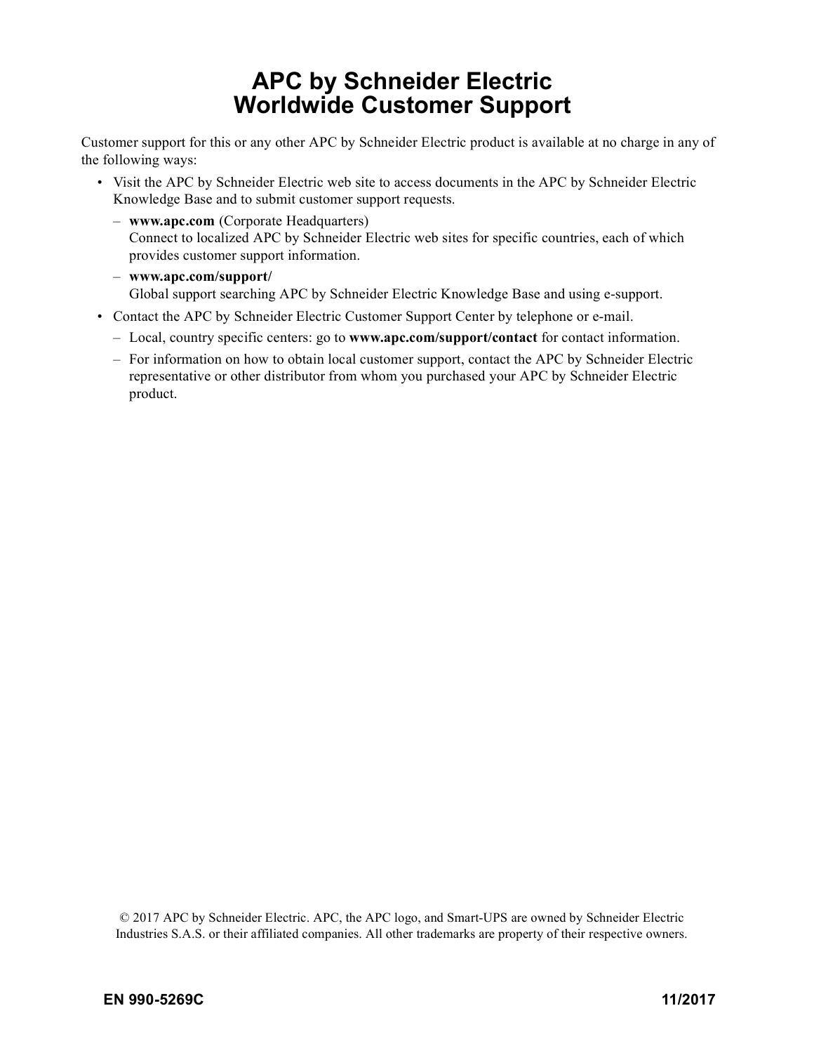# APC by Schneider Electric
# Worldwide Customer Support

Customer support for this or any other APC by Schneider Electric product is available at no charge in any of the following ways:

- Visit the APC by Schneider Electric web site to access documents in the APC by Schneider Electric Knowledge Base and to submit customer support requests.
  - **www.apc.com** (Corporate Headquarters)
    Connect to localized APC by Schneider Electric web sites for specific countries, each of which provides customer support information.
  - **www.apc.com/support/**
    Global support searching APC by Schneider Electric Knowledge Base and using e-support.
- Contact the APC by Schneider Electric Customer Support Center by telephone or e-mail.
  - Local, country specific centers: go to **www.apc.com/support/contact** for contact information.
  - For information on how to obtain local customer support, contact the APC by Schneider Electric representative or other distributor from whom you purchased your APC by Schneider Electric product.

© 2017 APC by Schneider Electric. APC, the APC logo, and Smart-UPS are owned by Schneider Electric Industries S.A.S. or their affiliated companies. All other trademarks are property of their respective owners.

**EN 990-5269C** **11/2017**